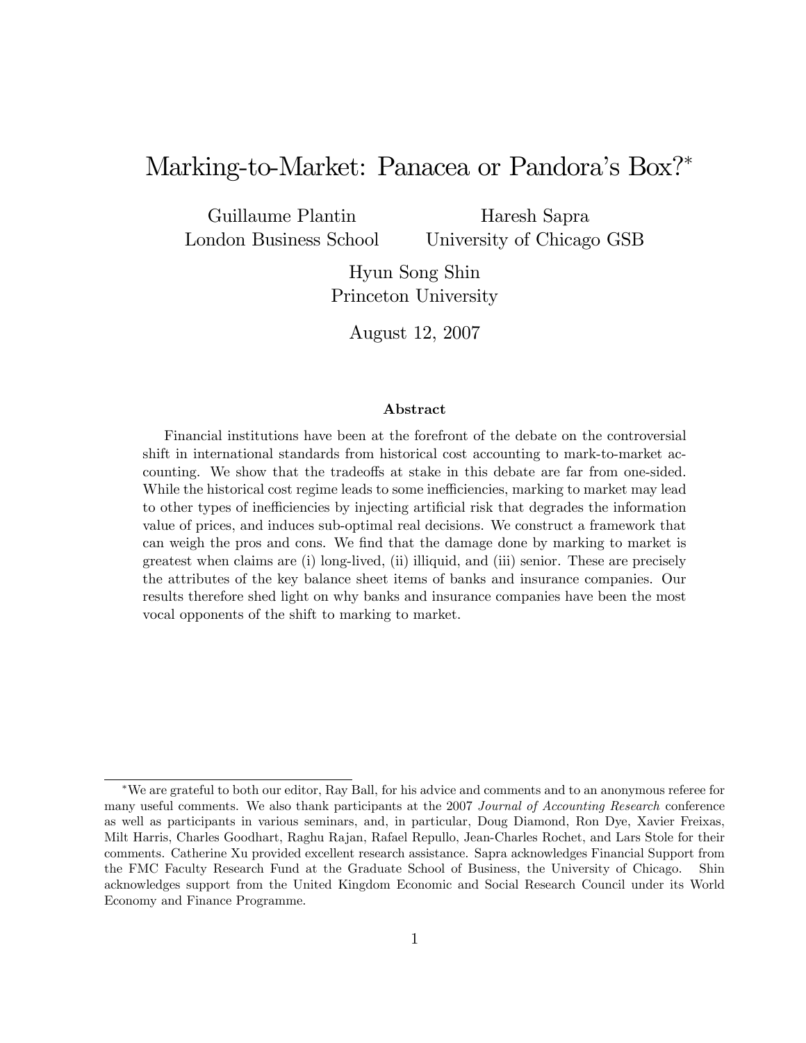# Marking-to-Market: Panacea or Pandora's Box?*

Guillaume Plantin  
London Business School

Haresh Sapra  
University of Chicago GSB

Hyun Song Shin  
Princeton University

August 12, 2007

### Abstract

Financial institutions have been at the forefront of the debate on the controversial shift in international standards from historical cost accounting to mark-to-market accounting. We show that the tradeoffs at stake in this debate are far from one-sided. While the historical cost regime leads to some inefficiencies, marking to market may lead to other types of inefficiencies by injecting artificial risk that degrades the information value of prices, and induces sub-optimal real decisions. We construct a framework that can weigh the pros and cons. We find that the damage done by marking to market is greatest when claims are (i) long-lived, (ii) illiquid, and (iii) senior. These are precisely the attributes of the key balance sheet items of banks and insurance companies. Our results therefore shed light on why banks and insurance companies have been the most vocal opponents of the shift to marking to market.

---

*We are grateful to both our editor, Ray Ball, for his advice and comments and to an anonymous referee for many useful comments. We also thank participants at the 2007 *Journal of Accounting Research* conference as well as participants in various seminars, and, in particular, Doug Diamond, Ron Dye, Xavier Freixas, Milt Harris, Charles Goodhart, Raghu Rajan, Rafael Repullo, Jean-Charles Rochet, and Lars Stole for their comments. Catherine Xu provided excellent research assistance. Sapra acknowledges Financial Support from the FMC Faculty Research Fund at the Graduate School of Business, the University of Chicago. Shin acknowledges support from the United Kingdom Economic and Social Research Council under its World Economy and Finance Programme.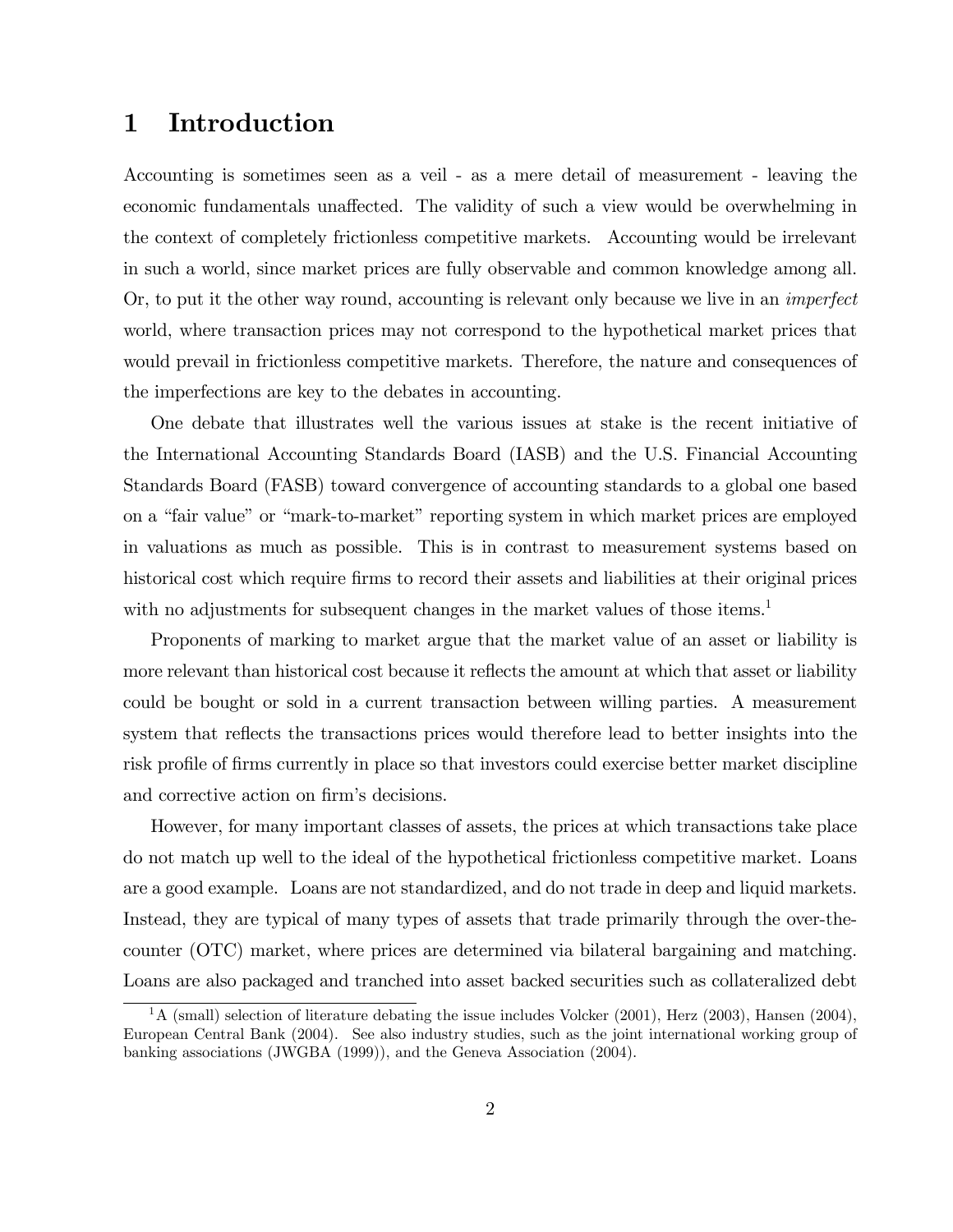# 1 Introduction

Accounting is sometimes seen as a veil - as a mere detail of measurement - leaving the economic fundamentals unaffected. The validity of such a view would be overwhelming in the context of completely frictionless competitive markets. Accounting would be irrelevant in such a world, since market prices are fully observable and common knowledge among all. Or, to put it the other way round, accounting is relevant only because we live in an *imperfect* world, where transaction prices may not correspond to the hypothetical market prices that would prevail in frictionless competitive markets. Therefore, the nature and consequences of the imperfections are key to the debates in accounting.

One debate that illustrates well the various issues at stake is the recent initiative of the International Accounting Standards Board (IASB) and the U.S. Financial Accounting Standards Board (FASB) toward convergence of accounting standards to a global one based on a "fair value" or "mark-to-market" reporting system in which market prices are employed in valuations as much as possible. This is in contrast to measurement systems based on historical cost which require firms to record their assets and liabilities at their original prices with no adjustments for subsequent changes in the market values of those items.[1]

Proponents of marking to market argue that the market value of an asset or liability is more relevant than historical cost because it reflects the amount at which that asset or liability could be bought or sold in a current transaction between willing parties. A measurement system that reflects the transactions prices would therefore lead to better insights into the risk profile of firms currently in place so that investors could exercise better market discipline and corrective action on firm's decisions.

However, for many important classes of assets, the prices at which transactions take place do not match up well to the ideal of the hypothetical frictionless competitive market. Loans are a good example. Loans are not standardized, and do not trade in deep and liquid markets. Instead, they are typical of many types of assets that trade primarily through the over-the-counter (OTC) market, where prices are determined via bilateral bargaining and matching. Loans are also packaged and tranched into asset backed securities such as collateralized debt

[1] A (small) selection of literature debating the issue includes Volcker (2001), Herz (2003), Hansen (2004), European Central Bank (2004). See also industry studies, such as the joint international working group of banking associations (JWGBA (1999)), and the Geneva Association (2004).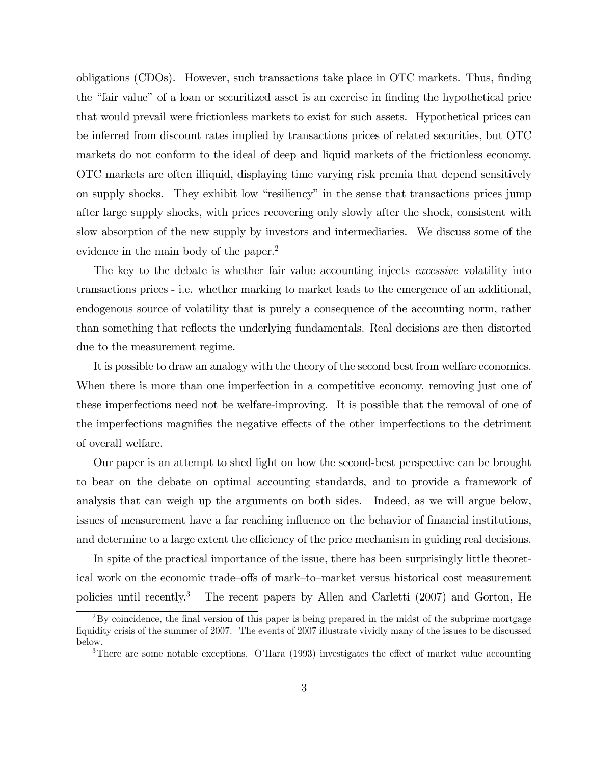obligations (CDOs). However, such transactions take place in OTC markets. Thus, finding the "fair value" of a loan or securitized asset is an exercise in finding the hypothetical price that would prevail were frictionless markets to exist for such assets. Hypothetical prices can be inferred from discount rates implied by transactions prices of related securities, but OTC markets do not conform to the ideal of deep and liquid markets of the frictionless economy. OTC markets are often illiquid, displaying time varying risk premia that depend sensitively on supply shocks. They exhibit low "resiliency" in the sense that transactions prices jump after large supply shocks, with prices recovering only slowly after the shock, consistent with slow absorption of the new supply by investors and intermediaries. We discuss some of the evidence in the main body of the paper.[2]

The key to the debate is whether fair value accounting injects *excessive* volatility into transactions prices - i.e. whether marking to market leads to the emergence of an additional, endogenous source of volatility that is purely a consequence of the accounting norm, rather than something that reflects the underlying fundamentals. Real decisions are then distorted due to the measurement regime.

It is possible to draw an analogy with the theory of the second best from welfare economics. When there is more than one imperfection in a competitive economy, removing just one of these imperfections need not be welfare-improving. It is possible that the removal of one of the imperfections magnifies the negative effects of the other imperfections to the detriment of overall welfare.

Our paper is an attempt to shed light on how the second-best perspective can be brought to bear on the debate on optimal accounting standards, and to provide a framework of analysis that can weigh up the arguments on both sides. Indeed, as we will argue below, issues of measurement have a far reaching influence on the behavior of financial institutions, and determine to a large extent the efficiency of the price mechanism in guiding real decisions.

In spite of the practical importance of the issue, there has been surprisingly little theoretical work on the economic trade–offs of mark–to–market versus historical cost measurement policies until recently.[3] The recent papers by Allen and Carletti (2007) and Gorton, He

[2] By coincidence, the final version of this paper is being prepared in the midst of the subprime mortgage liquidity crisis of the summer of 2007. The events of 2007 illustrate vividly many of the issues to be discussed below.

[3] There are some notable exceptions. O'Hara (1993) investigates the effect of market value accounting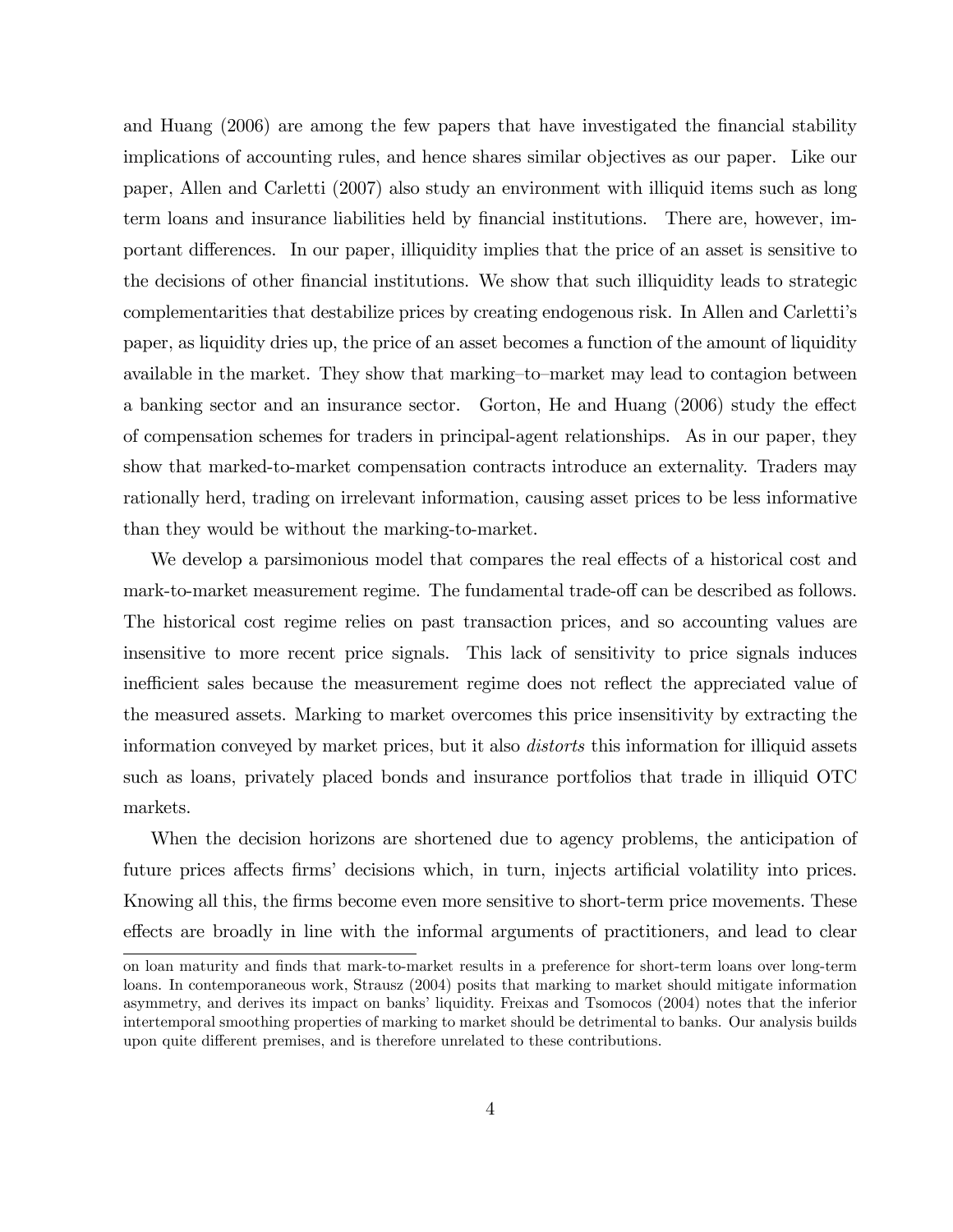and Huang (2006) are among the few papers that have investigated the financial stability implications of accounting rules, and hence shares similar objectives as our paper. Like our paper, Allen and Carletti (2007) also study an environment with illiquid items such as long term loans and insurance liabilities held by financial institutions. There are, however, important differences. In our paper, illiquidity implies that the price of an asset is sensitive to the decisions of other financial institutions. We show that such illiquidity leads to strategic complementarities that destabilize prices by creating endogenous risk. In Allen and Carletti's paper, as liquidity dries up, the price of an asset becomes a function of the amount of liquidity available in the market. They show that marking–to–market may lead to contagion between a banking sector and an insurance sector. Gorton, He and Huang (2006) study the effect of compensation schemes for traders in principal-agent relationships. As in our paper, they show that marked-to-market compensation contracts introduce an externality. Traders may rationally herd, trading on irrelevant information, causing asset prices to be less informative than they would be without the marking-to-market.

We develop a parsimonious model that compares the real effects of a historical cost and mark-to-market measurement regime. The fundamental trade-off can be described as follows. The historical cost regime relies on past transaction prices, and so accounting values are insensitive to more recent price signals. This lack of sensitivity to price signals induces inefficient sales because the measurement regime does not reflect the appreciated value of the measured assets. Marking to market overcomes this price insensitivity by extracting the information conveyed by market prices, but it also *distorts* this information for illiquid assets such as loans, privately placed bonds and insurance portfolios that trade in illiquid OTC markets.

When the decision horizons are shortened due to agency problems, the anticipation of future prices affects firms' decisions which, in turn, injects artificial volatility into prices. Knowing all this, the firms become even more sensitive to short-term price movements. These effects are broadly in line with the informal arguments of practitioners, and lead to clear

on loan maturity and finds that mark-to-market results in a preference for short-term loans over long-term loans. In contemporaneous work, Strausz (2004) posits that marking to market should mitigate information asymmetry, and derives its impact on banks' liquidity. Freixas and Tsomocos (2004) notes that the inferior intertemporal smoothing properties of marking to market should be detrimental to banks. Our analysis builds upon quite different premises, and is therefore unrelated to these contributions.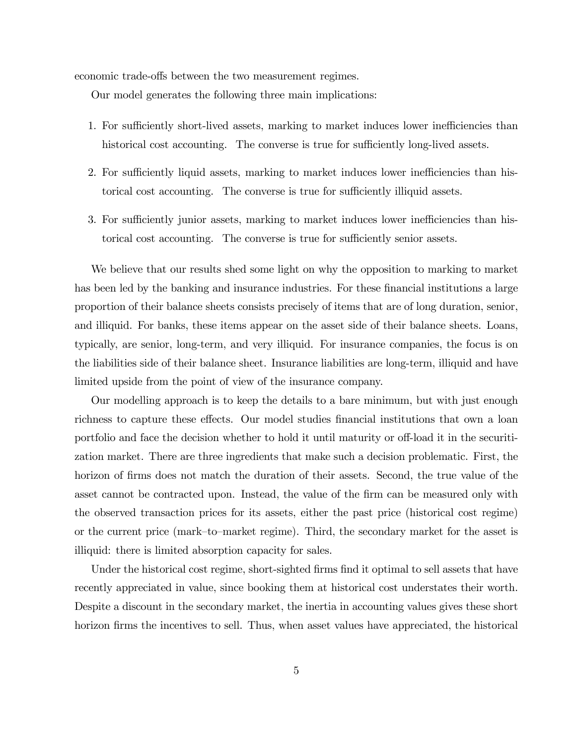economic trade-offs between the two measurement regimes.

Our model generates the following three main implications:

1. For sufficiently short-lived assets, marking to market induces lower inefficiencies than historical cost accounting. The converse is true for sufficiently long-lived assets.

2. For sufficiently liquid assets, marking to market induces lower inefficiencies than historical cost accounting. The converse is true for sufficiently illiquid assets.

3. For sufficiently junior assets, marking to market induces lower inefficiencies than historical cost accounting. The converse is true for sufficiently senior assets.

We believe that our results shed some light on why the opposition to marking to market has been led by the banking and insurance industries. For these financial institutions a large proportion of their balance sheets consists precisely of items that are of long duration, senior, and illiquid. For banks, these items appear on the asset side of their balance sheets. Loans, typically, are senior, long-term, and very illiquid. For insurance companies, the focus is on the liabilities side of their balance sheet. Insurance liabilities are long-term, illiquid and have limited upside from the point of view of the insurance company.

Our modelling approach is to keep the details to a bare minimum, but with just enough richness to capture these effects. Our model studies financial institutions that own a loan portfolio and face the decision whether to hold it until maturity or off-load it in the securitization market. There are three ingredients that make such a decision problematic. First, the horizon of firms does not match the duration of their assets. Second, the true value of the asset cannot be contracted upon. Instead, the value of the firm can be measured only with the observed transaction prices for its assets, either the past price (historical cost regime) or the current price (mark–to–market regime). Third, the secondary market for the asset is illiquid: there is limited absorption capacity for sales.

Under the historical cost regime, short-sighted firms find it optimal to sell assets that have recently appreciated in value, since booking them at historical cost understates their worth. Despite a discount in the secondary market, the inertia in accounting values gives these short horizon firms the incentives to sell. Thus, when asset values have appreciated, the historical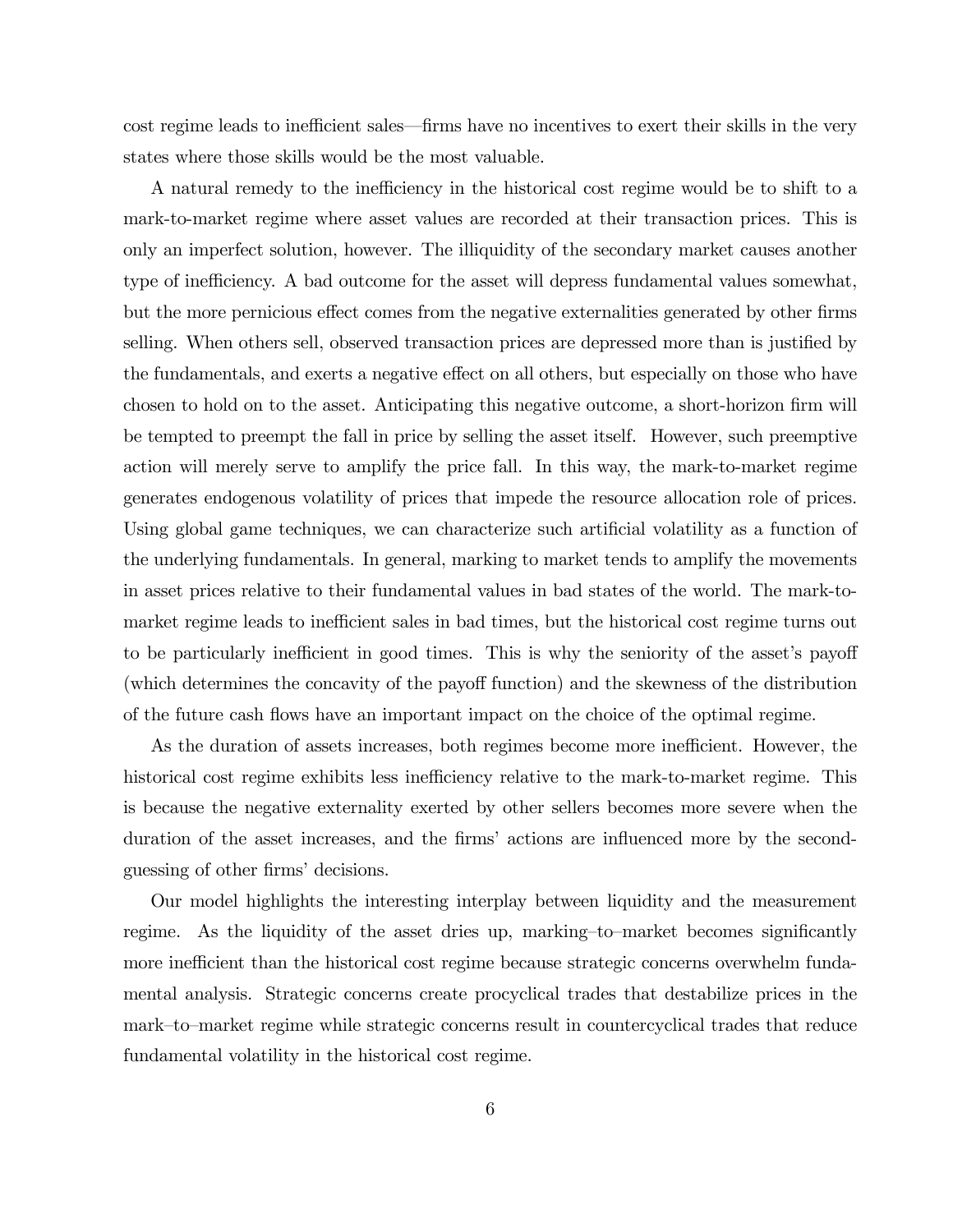cost regime leads to inefficient sales—firms have no incentives to exert their skills in the very states where those skills would be the most valuable.

A natural remedy to the inefficiency in the historical cost regime would be to shift to a mark-to-market regime where asset values are recorded at their transaction prices. This is only an imperfect solution, however. The illiquidity of the secondary market causes another type of inefficiency. A bad outcome for the asset will depress fundamental values somewhat, but the more pernicious effect comes from the negative externalities generated by other firms selling. When others sell, observed transaction prices are depressed more than is justified by the fundamentals, and exerts a negative effect on all others, but especially on those who have chosen to hold on to the asset. Anticipating this negative outcome, a short-horizon firm will be tempted to preempt the fall in price by selling the asset itself. However, such preemptive action will merely serve to amplify the price fall. In this way, the mark-to-market regime generates endogenous volatility of prices that impede the resource allocation role of prices. Using global game techniques, we can characterize such artificial volatility as a function of the underlying fundamentals. In general, marking to market tends to amplify the movements in asset prices relative to their fundamental values in bad states of the world. The mark-to-market regime leads to inefficient sales in bad times, but the historical cost regime turns out to be particularly inefficient in good times. This is why the seniority of the asset's payoff (which determines the concavity of the payoff function) and the skewness of the distribution of the future cash flows have an important impact on the choice of the optimal regime.

As the duration of assets increases, both regimes become more inefficient. However, the historical cost regime exhibits less inefficiency relative to the mark-to-market regime. This is because the negative externality exerted by other sellers becomes more severe when the duration of the asset increases, and the firms' actions are influenced more by the second-guessing of other firms' decisions.

Our model highlights the interesting interplay between liquidity and the measurement regime. As the liquidity of the asset dries up, marking–to–market becomes significantly more inefficient than the historical cost regime because strategic concerns overwhelm fundamental analysis. Strategic concerns create procyclical trades that destabilize prices in the mark–to–market regime while strategic concerns result in countercyclical trades that reduce fundamental volatility in the historical cost regime.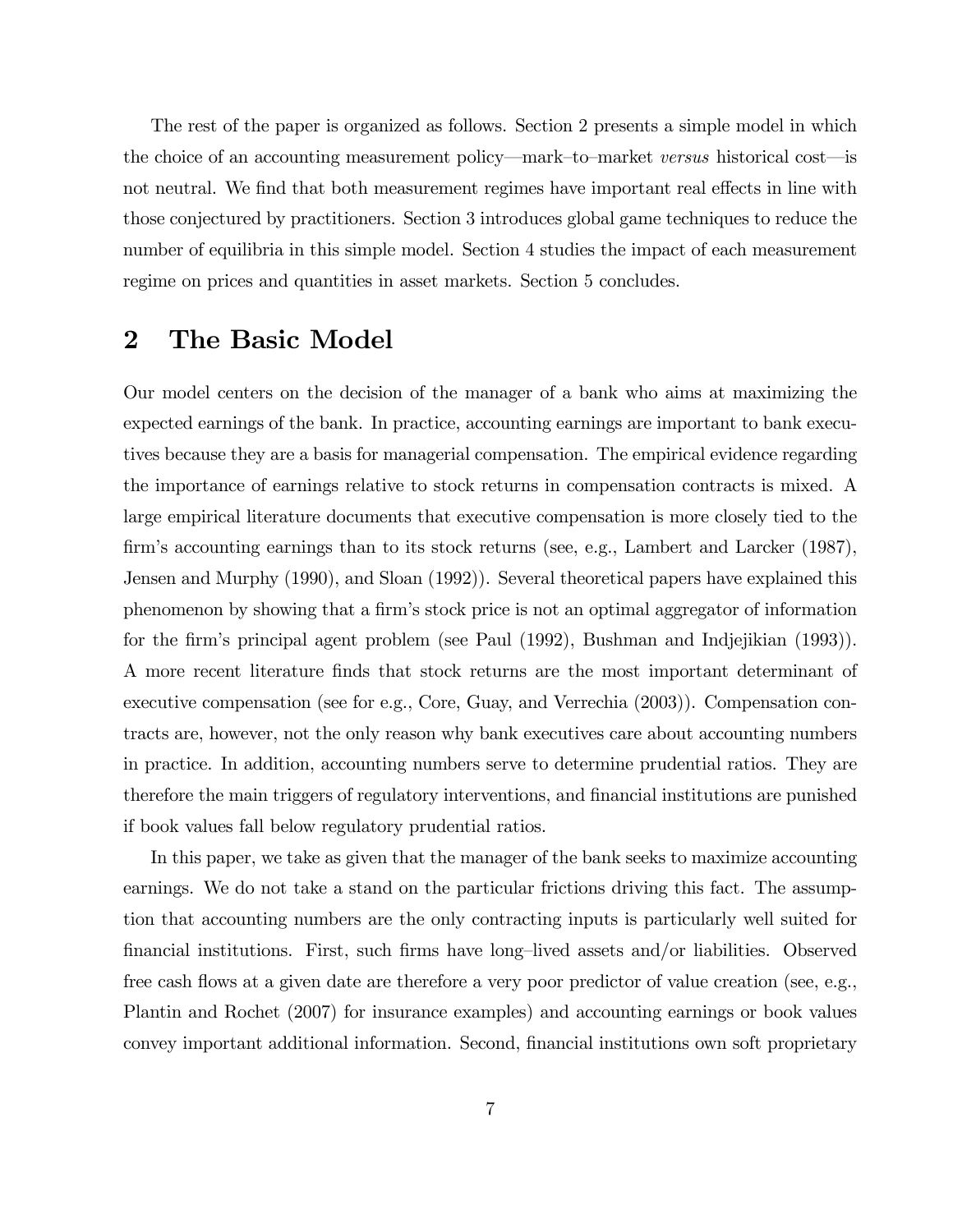The rest of the paper is organized as follows. Section 2 presents a simple model in which the choice of an accounting measurement policy—mark–to–market *versus* historical cost—is not neutral. We find that both measurement regimes have important real effects in line with those conjectured by practitioners. Section 3 introduces global game techniques to reduce the number of equilibria in this simple model. Section 4 studies the impact of each measurement regime on prices and quantities in asset markets. Section 5 concludes.

## 2 The Basic Model

Our model centers on the decision of the manager of a bank who aims at maximizing the expected earnings of the bank. In practice, accounting earnings are important to bank executives because they are a basis for managerial compensation. The empirical evidence regarding the importance of earnings relative to stock returns in compensation contracts is mixed. A large empirical literature documents that executive compensation is more closely tied to the firm's accounting earnings than to its stock returns (see, e.g., Lambert and Larcker (1987), Jensen and Murphy (1990), and Sloan (1992)). Several theoretical papers have explained this phenomenon by showing that a firm's stock price is not an optimal aggregator of information for the firm's principal agent problem (see Paul (1992), Bushman and Indjejikian (1993)). A more recent literature finds that stock returns are the most important determinant of executive compensation (see for e.g., Core, Guay, and Verrechia (2003)). Compensation contracts are, however, not the only reason why bank executives care about accounting numbers in practice. In addition, accounting numbers serve to determine prudential ratios. They are therefore the main triggers of regulatory interventions, and financial institutions are punished if book values fall below regulatory prudential ratios.

In this paper, we take as given that the manager of the bank seeks to maximize accounting earnings. We do not take a stand on the particular frictions driving this fact. The assumption that accounting numbers are the only contracting inputs is particularly well suited for financial institutions. First, such firms have long–lived assets and/or liabilities. Observed free cash flows at a given date are therefore a very poor predictor of value creation (see, e.g., Plantin and Rochet (2007) for insurance examples) and accounting earnings or book values convey important additional information. Second, financial institutions own soft proprietary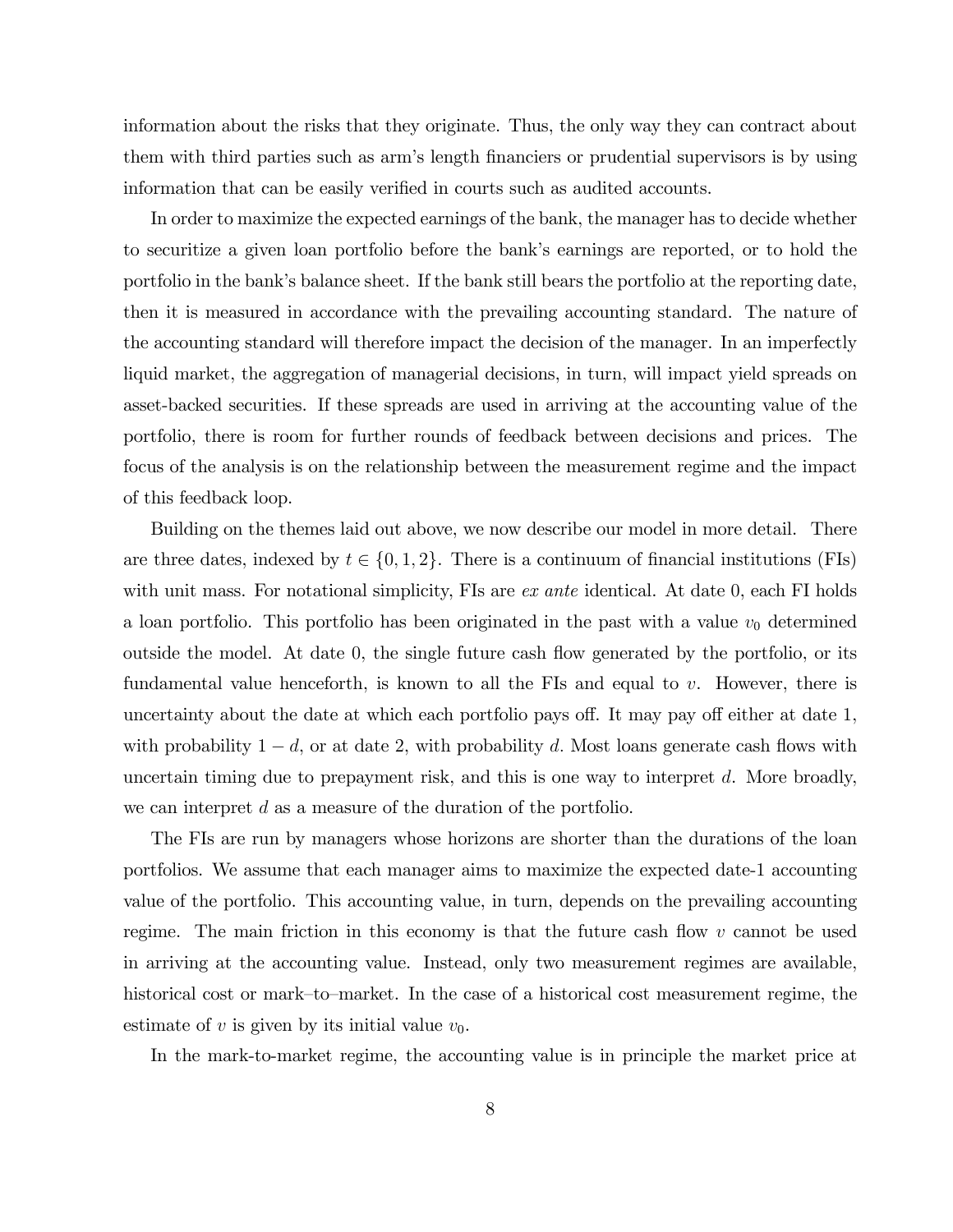information about the risks that they originate. Thus, the only way they can contract about them with third parties such as arm's length financiers or prudential supervisors is by using information that can be easily verified in courts such as audited accounts.

In order to maximize the expected earnings of the bank, the manager has to decide whether to securitize a given loan portfolio before the bank's earnings are reported, or to hold the portfolio in the bank's balance sheet. If the bank still bears the portfolio at the reporting date, then it is measured in accordance with the prevailing accounting standard. The nature of the accounting standard will therefore impact the decision of the manager. In an imperfectly liquid market, the aggregation of managerial decisions, in turn, will impact yield spreads on asset-backed securities. If these spreads are used in arriving at the accounting value of the portfolio, there is room for further rounds of feedback between decisions and prices. The focus of the analysis is on the relationship between the measurement regime and the impact of this feedback loop.

Building on the themes laid out above, we now describe our model in more detail. There are three dates, indexed by $t \in \{0, 1, 2\}$. There is a continuum of financial institutions (FIs) with unit mass. For notational simplicity, FIs are *ex ante* identical. At date 0, each FI holds a loan portfolio. This portfolio has been originated in the past with a value $v_0$ determined outside the model. At date 0, the single future cash flow generated by the portfolio, or its fundamental value henceforth, is known to all the FIs and equal to $v$. However, there is uncertainty about the date at which each portfolio pays off. It may pay off either at date 1, with probability $1 - d$, or at date 2, with probability $d$. Most loans generate cash flows with uncertain timing due to prepayment risk, and this is one way to interpret $d$. More broadly, we can interpret $d$ as a measure of the duration of the portfolio.

The FIs are run by managers whose horizons are shorter than the durations of the loan portfolios. We assume that each manager aims to maximize the expected date-1 accounting value of the portfolio. This accounting value, in turn, depends on the prevailing accounting regime. The main friction in this economy is that the future cash flow $v$ cannot be used in arriving at the accounting value. Instead, only two measurement regimes are available, historical cost or mark–to–market. In the case of a historical cost measurement regime, the estimate of $v$ is given by its initial value $v_0$.

In the mark-to-market regime, the accounting value is in principle the market price at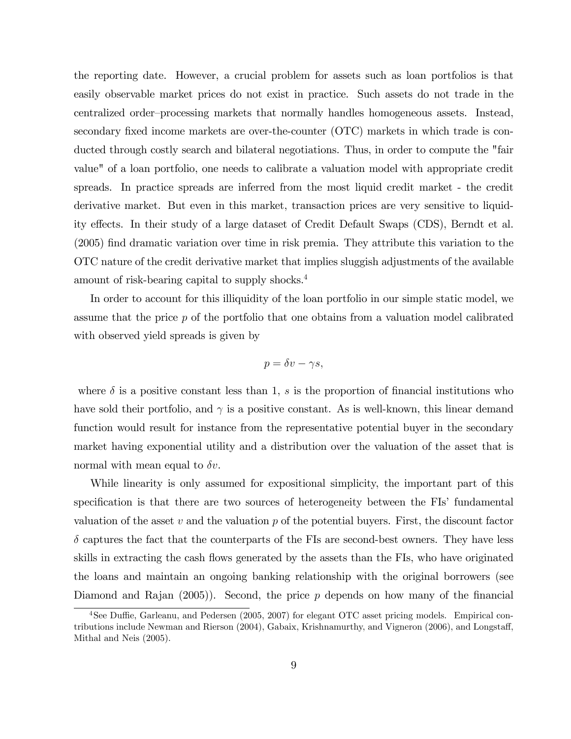the reporting date. However, a crucial problem for assets such as loan portfolios is that easily observable market prices do not exist in practice. Such assets do not trade in the centralized order–processing markets that normally handles homogeneous assets. Instead, secondary fixed income markets are over-the-counter (OTC) markets in which trade is conducted through costly search and bilateral negotiations. Thus, in order to compute the "fair value" of a loan portfolio, one needs to calibrate a valuation model with appropriate credit spreads. In practice spreads are inferred from the most liquid credit market - the credit derivative market. But even in this market, transaction prices are very sensitive to liquidity effects. In their study of a large dataset of Credit Default Swaps (CDS), Berndt et al. (2005) find dramatic variation over time in risk premia. They attribute this variation to the OTC nature of the credit derivative market that implies sluggish adjustments of the available amount of risk-bearing capital to supply shocks.[4]

In order to account for this illiquidity of the loan portfolio in our simple static model, we assume that the price $p$ of the portfolio that one obtains from a valuation model calibrated with observed yield spreads is given by

$$p = \delta v - \gamma s,$$

where $\delta$ is a positive constant less than 1, $s$ is the proportion of financial institutions who have sold their portfolio, and $\gamma$ is a positive constant. As is well-known, this linear demand function would result for instance from the representative potential buyer in the secondary market having exponential utility and a distribution over the valuation of the asset that is normal with mean equal to $\delta v$.

While linearity is only assumed for expositional simplicity, the important part of this specification is that there are two sources of heterogeneity between the FIs' fundamental valuation of the asset $v$ and the valuation $p$ of the potential buyers. First, the discount factor $\delta$ captures the fact that the counterparts of the FIs are second-best owners. They have less skills in extracting the cash flows generated by the assets than the FIs, who have originated the loans and maintain an ongoing banking relationship with the original borrowers (see Diamond and Rajan (2005)). Second, the price $p$ depends on how many of the financial

[4] See Duffie, Garleanu, and Pedersen (2005, 2007) for elegant OTC asset pricing models. Empirical contributions include Newman and Rierson (2004), Gabaix, Krishnamurthy, and Vigneron (2006), and Longstaff, Mithal and Neis (2005).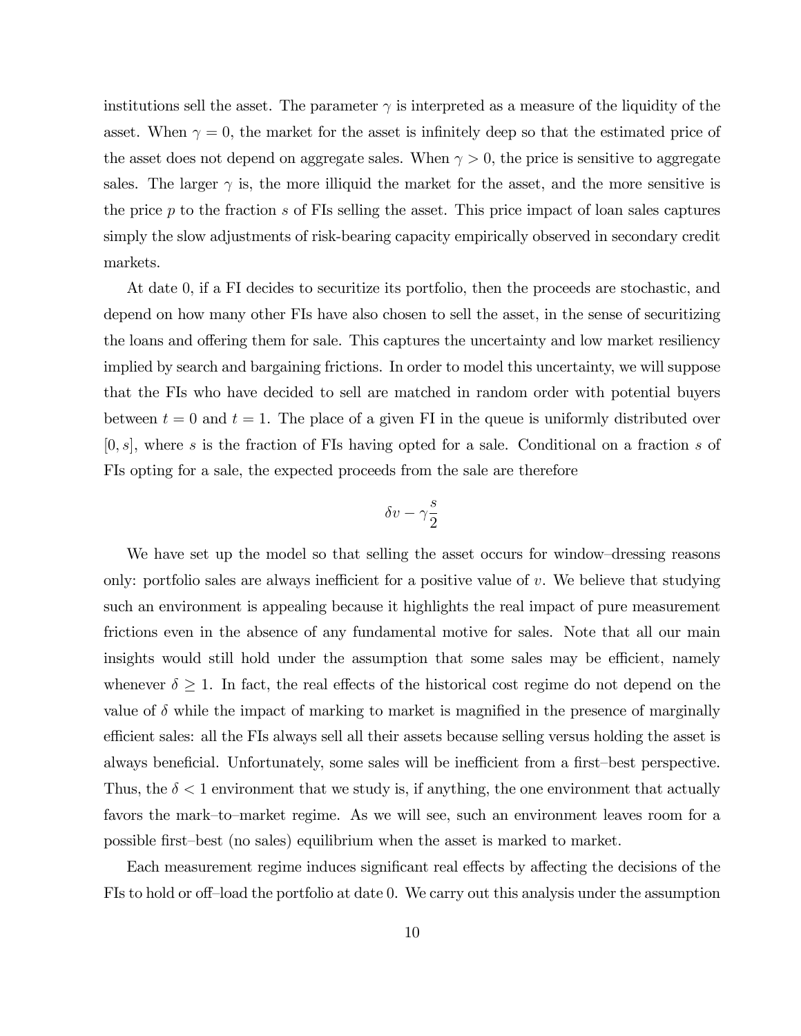institutions sell the asset. The parameter $\gamma$ is interpreted as a measure of the liquidity of the asset. When $\gamma = 0$, the market for the asset is infinitely deep so that the estimated price of the asset does not depend on aggregate sales. When $\gamma > 0$, the price is sensitive to aggregate sales. The larger $\gamma$ is, the more illiquid the market for the asset, and the more sensitive is the price $p$ to the fraction $s$ of FIs selling the asset. This price impact of loan sales captures simply the slow adjustments of risk-bearing capacity empirically observed in secondary credit markets.

At date 0, if a FI decides to securitize its portfolio, then the proceeds are stochastic, and depend on how many other FIs have also chosen to sell the asset, in the sense of securitizing the loans and offering them for sale. This captures the uncertainty and low market resiliency implied by search and bargaining frictions. In order to model this uncertainty, we will suppose that the FIs who have decided to sell are matched in random order with potential buyers between $t = 0$ and $t = 1$. The place of a given FI in the queue is uniformly distributed over $[0, s]$, where $s$ is the fraction of FIs having opted for a sale. Conditional on a fraction $s$ of FIs opting for a sale, the expected proceeds from the sale are therefore

$$\delta v - \gamma \frac{s}{2}$$

We have set up the model so that selling the asset occurs for window–dressing reasons only: portfolio sales are always inefficient for a positive value of $v$. We believe that studying such an environment is appealing because it highlights the real impact of pure measurement frictions even in the absence of any fundamental motive for sales. Note that all our main insights would still hold under the assumption that some sales may be efficient, namely whenever $\delta \geq 1$. In fact, the real effects of the historical cost regime do not depend on the value of $\delta$ while the impact of marking to market is magnified in the presence of marginally efficient sales: all the FIs always sell all their assets because selling versus holding the asset is always beneficial. Unfortunately, some sales will be inefficient from a first–best perspective. Thus, the $\delta < 1$ environment that we study is, if anything, the one environment that actually favors the mark–to–market regime. As we will see, such an environment leaves room for a possible first–best (no sales) equilibrium when the asset is marked to market.

Each measurement regime induces significant real effects by affecting the decisions of the FIs to hold or off–load the portfolio at date 0. We carry out this analysis under the assumption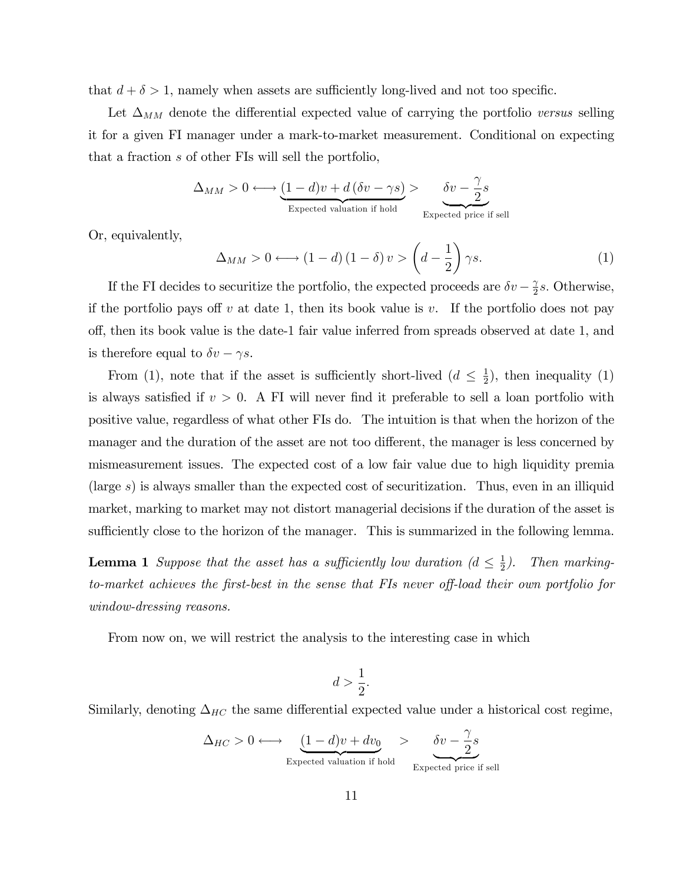that $d + \delta > 1$, namely when assets are sufficiently long-lived and not too specific.

Let $\Delta_{MM}$ denote the differential expected value of carrying the portfolio *versus* selling it for a given FI manager under a mark-to-market measurement. Conditional on expecting that a fraction $s$ of other FIs will sell the portfolio,

$$\Delta_{MM} > 0 \longleftrightarrow \underbrace{(1-d)v + d(\delta v - \gamma s)}_{\text{Expected valuation if hold}} > \underbrace{\delta v - \frac{\gamma}{2}s}_{\text{Expected price if sell}}$$

Or, equivalently,

$$\Delta_{MM} > 0 \longleftrightarrow (1-d)(1-\delta)v > \left(d - \frac{1}{2}\right)\gamma s. \tag{1}$$

If the FI decides to securitize the portfolio, the expected proceeds are $\delta v - \frac{\gamma}{2}s$. Otherwise, if the portfolio pays off $v$ at date 1, then its book value is $v$. If the portfolio does not pay off, then its book value is the date-1 fair value inferred from spreads observed at date 1, and is therefore equal to $\delta v - \gamma s$.

From (1), note that if the asset is sufficiently short-lived ($d \leq \frac{1}{2}$), then inequality (1) is always satisfied if $v > 0$. A FI will never find it preferable to sell a loan portfolio with positive value, regardless of what other FIs do. The intuition is that when the horizon of the manager and the duration of the asset are not too different, the manager is less concerned by mismeasurement issues. The expected cost of a low fair value due to high liquidity premia (large $s$) is always smaller than the expected cost of securitization. Thus, even in an illiquid market, marking to market may not distort managerial decisions if the duration of the asset is sufficiently close to the horizon of the manager. This is summarized in the following lemma.

**Lemma 1** *Suppose that the asset has a sufficiently low duration ($d \leq \frac{1}{2}$). Then marking-to-market achieves the first-best in the sense that FIs never off-load their own portfolio for window-dressing reasons.*

From now on, we will restrict the analysis to the interesting case in which

$$d > \frac{1}{2}.$$

Similarly, denoting $\Delta_{HC}$ the same differential expected value under a historical cost regime,

$$\Delta_{HC} > 0 \longleftrightarrow \underbrace{(1-d)v + dv_0}_{\text{Expected valuation if hold}} > \underbrace{\delta v - \frac{\gamma}{2}s}_{\text{Expected price if sell}}$$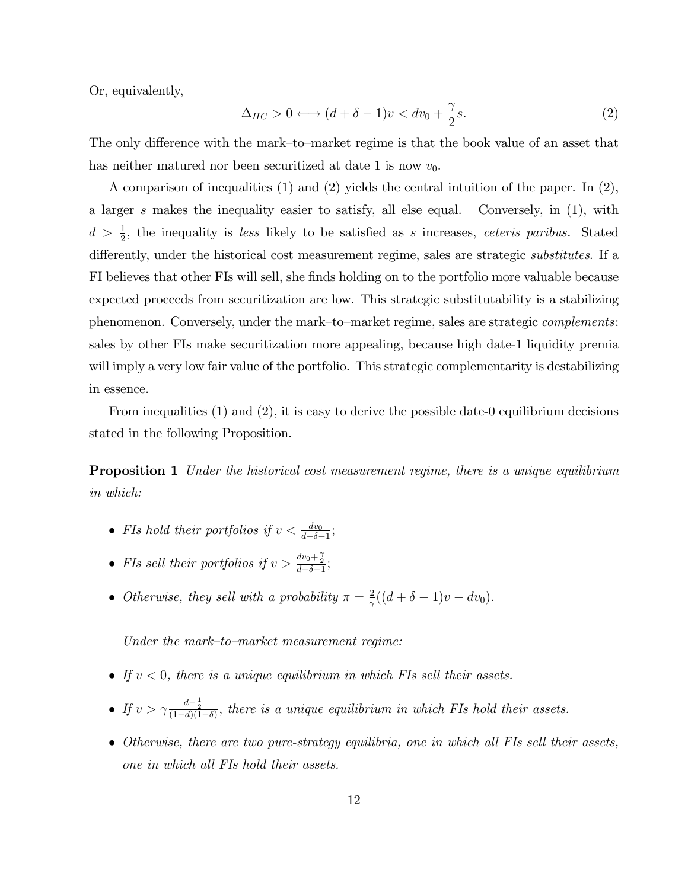Or, equivalently,

$$\Delta_{HC} > 0 \longleftrightarrow (d + \delta - 1)v < dv_0 + \frac{\gamma}{2}s. \tag{2}$$

The only difference with the mark–to–market regime is that the book value of an asset that has neither matured nor been securitized at date 1 is now $v_0$.

A comparison of inequalities (1) and (2) yields the central intuition of the paper. In (2), a larger $s$ makes the inequality easier to satisfy, all else equal. Conversely, in (1), with $d > \frac{1}{2}$, the inequality is *less* likely to be satisfied as $s$ increases, *ceteris paribus.* Stated differently, under the historical cost measurement regime, sales are strategic *substitutes*. If a FI believes that other FIs will sell, she finds holding on to the portfolio more valuable because expected proceeds from securitization are low. This strategic substitutability is a stabilizing phenomenon. Conversely, under the mark–to–market regime, sales are strategic *complements*: sales by other FIs make securitization more appealing, because high date-1 liquidity premia will imply a very low fair value of the portfolio. This strategic complementarity is destabilizing in essence.

From inequalities (1) and (2), it is easy to derive the possible date-0 equilibrium decisions stated in the following Proposition.

**Proposition 1** *Under the historical cost measurement regime, there is a unique equilibrium in which:*

- *FIs hold their portfolios if* $v < \frac{dv_0}{d+\delta-1}$;
- *FIs sell their portfolios if* $v > \frac{dv_0 + \frac{\gamma}{2}}{d+\delta-1}$;
- *Otherwise, they sell with a probability* $\pi = \frac{2}{\gamma}((d + \delta - 1)v - dv_0)$.

*Under the mark–to–market measurement regime:*

- *If* $v < 0$*, there is a unique equilibrium in which FIs sell their assets.*
- *If* $v > \gamma \frac{d-\frac{1}{2}}{(1-d)(1-\delta)}$*, there is a unique equilibrium in which FIs hold their assets.*
- *Otherwise, there are two pure-strategy equilibria, one in which all FIs sell their assets, one in which all FIs hold their assets.*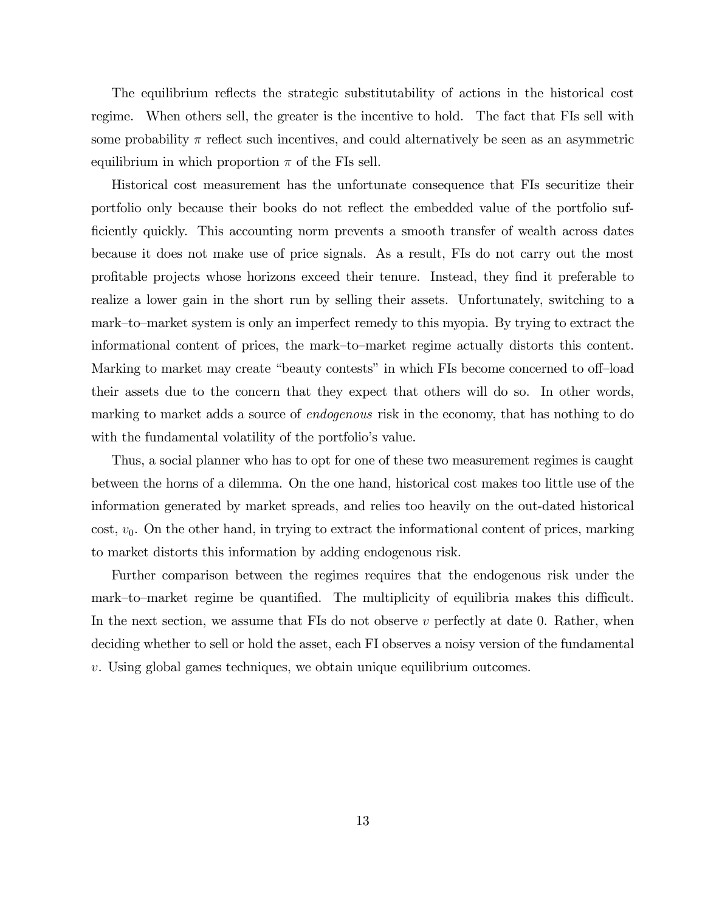The equilibrium reflects the strategic substitutability of actions in the historical cost regime. When others sell, the greater is the incentive to hold. The fact that FIs sell with some probability $\pi$ reflect such incentives, and could alternatively be seen as an asymmetric equilibrium in which proportion $\pi$ of the FIs sell.

Historical cost measurement has the unfortunate consequence that FIs securitize their portfolio only because their books do not reflect the embedded value of the portfolio sufficiently quickly. This accounting norm prevents a smooth transfer of wealth across dates because it does not make use of price signals. As a result, FIs do not carry out the most profitable projects whose horizons exceed their tenure. Instead, they find it preferable to realize a lower gain in the short run by selling their assets. Unfortunately, switching to a mark–to–market system is only an imperfect remedy to this myopia. By trying to extract the informational content of prices, the mark–to–market regime actually distorts this content. Marking to market may create "beauty contests" in which FIs become concerned to off–load their assets due to the concern that they expect that others will do so. In other words, marking to market adds a source of *endogenous* risk in the economy, that has nothing to do with the fundamental volatility of the portfolio's value.

Thus, a social planner who has to opt for one of these two measurement regimes is caught between the horns of a dilemma. On the one hand, historical cost makes too little use of the information generated by market spreads, and relies too heavily on the out-dated historical cost, $v_0$. On the other hand, in trying to extract the informational content of prices, marking to market distorts this information by adding endogenous risk.

Further comparison between the regimes requires that the endogenous risk under the mark–to–market regime be quantified. The multiplicity of equilibria makes this difficult. In the next section, we assume that FIs do not observe $v$ perfectly at date 0. Rather, when deciding whether to sell or hold the asset, each FI observes a noisy version of the fundamental $v$. Using global games techniques, we obtain unique equilibrium outcomes.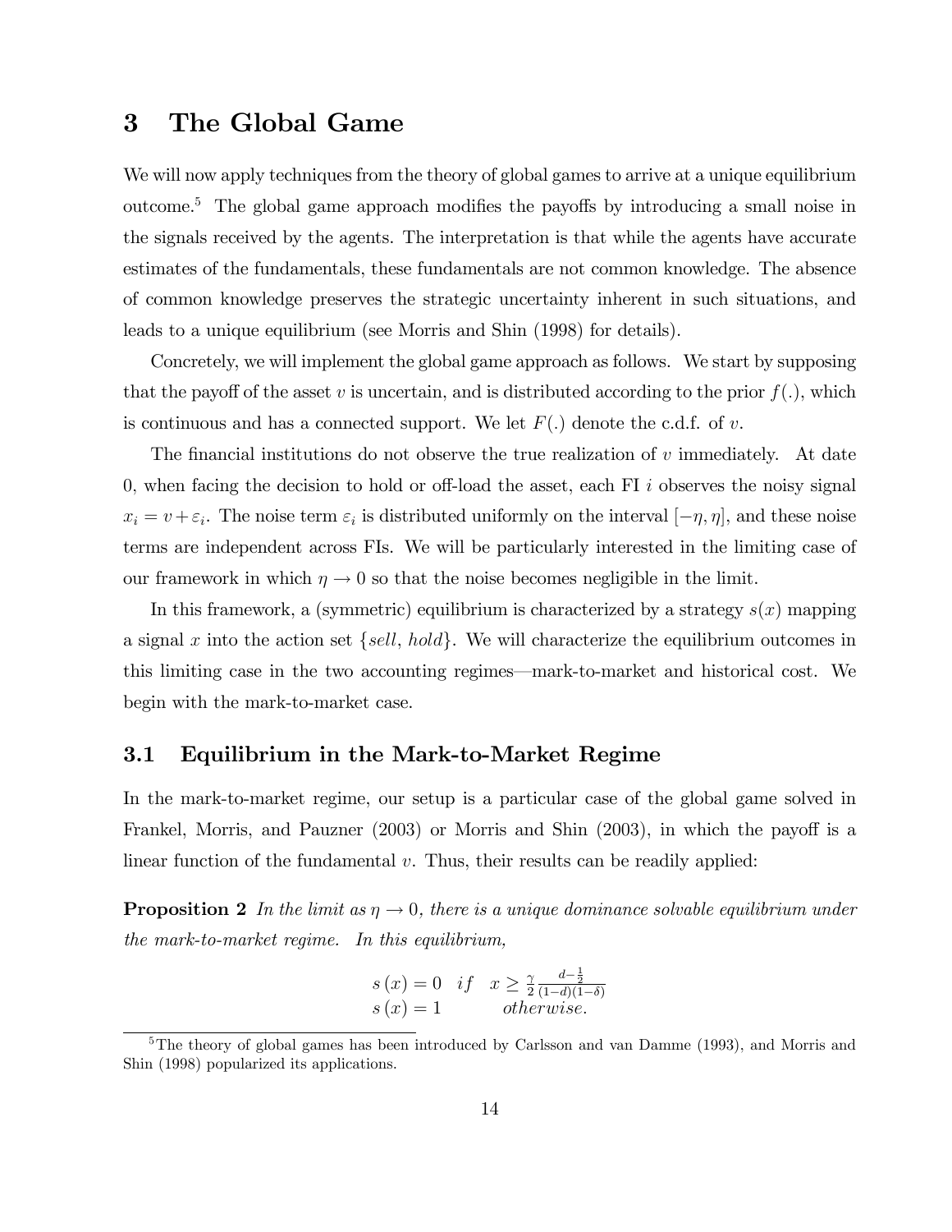# 3 The Global Game

We will now apply techniques from the theory of global games to arrive at a unique equilibrium outcome.[5] The global game approach modifies the payoffs by introducing a small noise in the signals received by the agents. The interpretation is that while the agents have accurate estimates of the fundamentals, these fundamentals are not common knowledge. The absence of common knowledge preserves the strategic uncertainty inherent in such situations, and leads to a unique equilibrium (see Morris and Shin (1998) for details).

Concretely, we will implement the global game approach as follows. We start by supposing that the payoff of the asset $v$ is uncertain, and is distributed according to the prior $f(.)$, which is continuous and has a connected support. We let $F(.)$ denote the c.d.f. of $v$.

The financial institutions do not observe the true realization of $v$ immediately. At date 0, when facing the decision to hold or off-load the asset, each FI $i$ observes the noisy signal $x_i = v + \varepsilon_i$. The noise term $\varepsilon_i$ is distributed uniformly on the interval $[-\eta, \eta]$, and these noise terms are independent across FIs. We will be particularly interested in the limiting case of our framework in which $\eta \to 0$ so that the noise becomes negligible in the limit.

In this framework, a (symmetric) equilibrium is characterized by a strategy $s(x)$ mapping a signal $x$ into the action set $\{sell, \, hold\}$. We will characterize the equilibrium outcomes in this limiting case in the two accounting regimes—mark-to-market and historical cost. We begin with the mark-to-market case.

## 3.1 Equilibrium in the Mark-to-Market Regime

In the mark-to-market regime, our setup is a particular case of the global game solved in Frankel, Morris, and Pauzner (2003) or Morris and Shin (2003), in which the payoff is a linear function of the fundamental $v$. Thus, their results can be readily applied:

**Proposition 2** *In the limit as $\eta \to 0$, there is a unique dominance solvable equilibrium under the mark-to-market regime. In this equilibrium,*

$$\begin{array}{ll} s(x) = 0 & if \quad x \geq \frac{\gamma}{2} \frac{d - \frac{1}{2}}{(1-d)(1-\delta)} \\ s(x) = 1 & \qquad otherwise. \end{array}$$

[5] The theory of global games has been introduced by Carlsson and van Damme (1993), and Morris and Shin (1998) popularized its applications.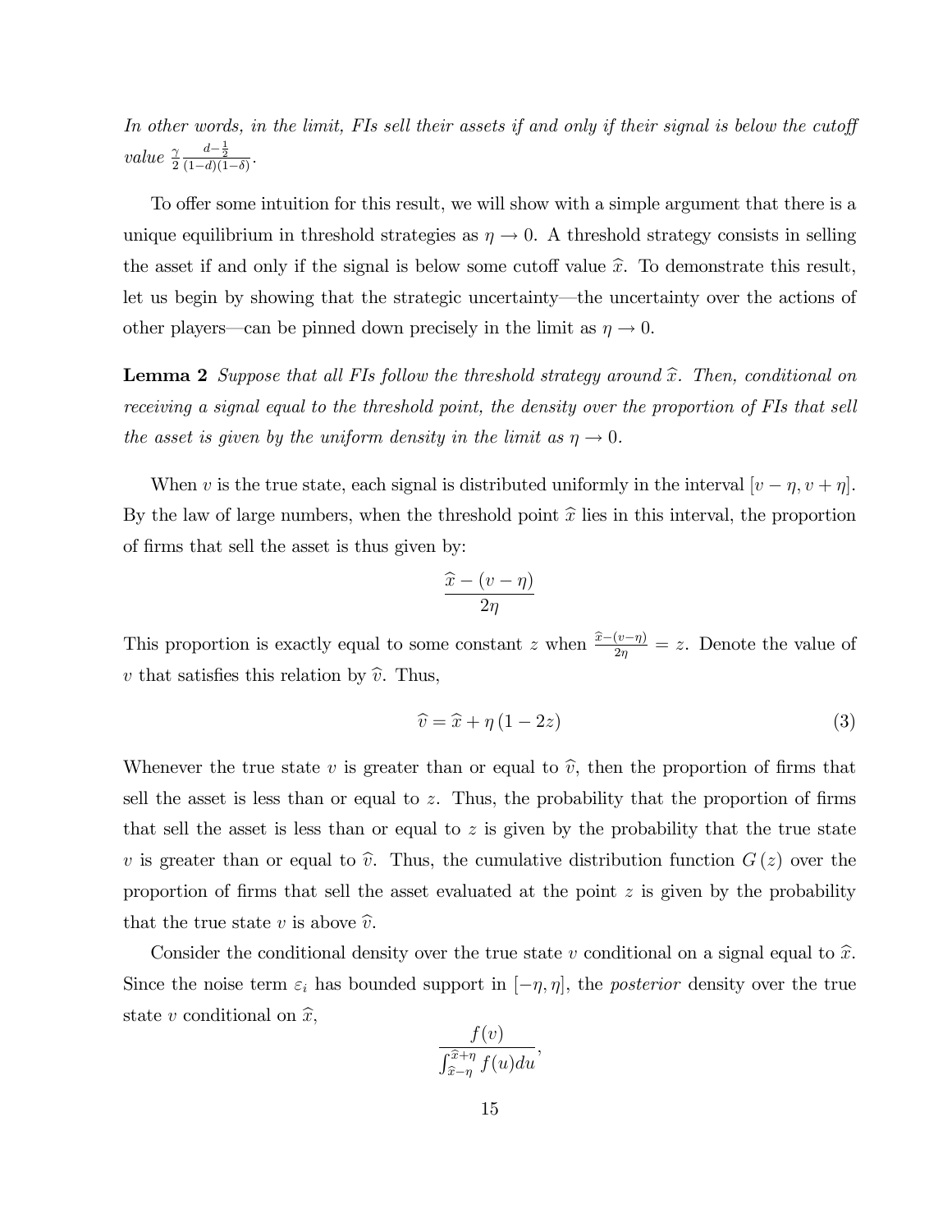*In other words, in the limit, FIs sell their assets if and only if their signal is below the cutoff value* $\frac{\gamma}{2}\frac{d-\frac{1}{2}}{(1-d)(1-\delta)}$.

To offer some intuition for this result, we will show with a simple argument that there is a unique equilibrium in threshold strategies as $\eta \to 0$. A threshold strategy consists in selling the asset if and only if the signal is below some cutoff value $\widehat{x}$. To demonstrate this result, let us begin by showing that the strategic uncertainty—the uncertainty over the actions of other players—can be pinned down precisely in the limit as $\eta \to 0$.

**Lemma 2** *Suppose that all FIs follow the threshold strategy around* $\widehat{x}$. *Then, conditional on receiving a signal equal to the threshold point, the density over the proportion of FIs that sell the asset is given by the uniform density in the limit as* $\eta \to 0$.

When $v$ is the true state, each signal is distributed uniformly in the interval $[v-\eta, v+\eta]$. By the law of large numbers, when the threshold point $\widehat{x}$ lies in this interval, the proportion of firms that sell the asset is thus given by:

$$\frac{\widehat{x}-(v-\eta)}{2\eta}$$

This proportion is exactly equal to some constant $z$ when $\frac{\widehat{x}-(v-\eta)}{2\eta} = z$. Denote the value of $v$ that satisfies this relation by $\widehat{v}$. Thus,

$$\widehat{v} = \widehat{x} + \eta\,(1-2z) \tag{3}$$

Whenever the true state $v$ is greater than or equal to $\widehat{v}$, then the proportion of firms that sell the asset is less than or equal to $z$. Thus, the probability that the proportion of firms that sell the asset is less than or equal to $z$ is given by the probability that the true state $v$ is greater than or equal to $\widehat{v}$. Thus, the cumulative distribution function $G(z)$ over the proportion of firms that sell the asset evaluated at the point $z$ is given by the probability that the true state $v$ is above $\widehat{v}$.

Consider the conditional density over the true state $v$ conditional on a signal equal to $\widehat{x}$. Since the noise term $\varepsilon_i$ has bounded support in $[-\eta, \eta]$, the *posterior* density over the true state $v$ conditional on $\widehat{x}$,

$$\frac{f(v)}{\int_{\widehat{x}-\eta}^{\widehat{x}+\eta} f(u)du},$$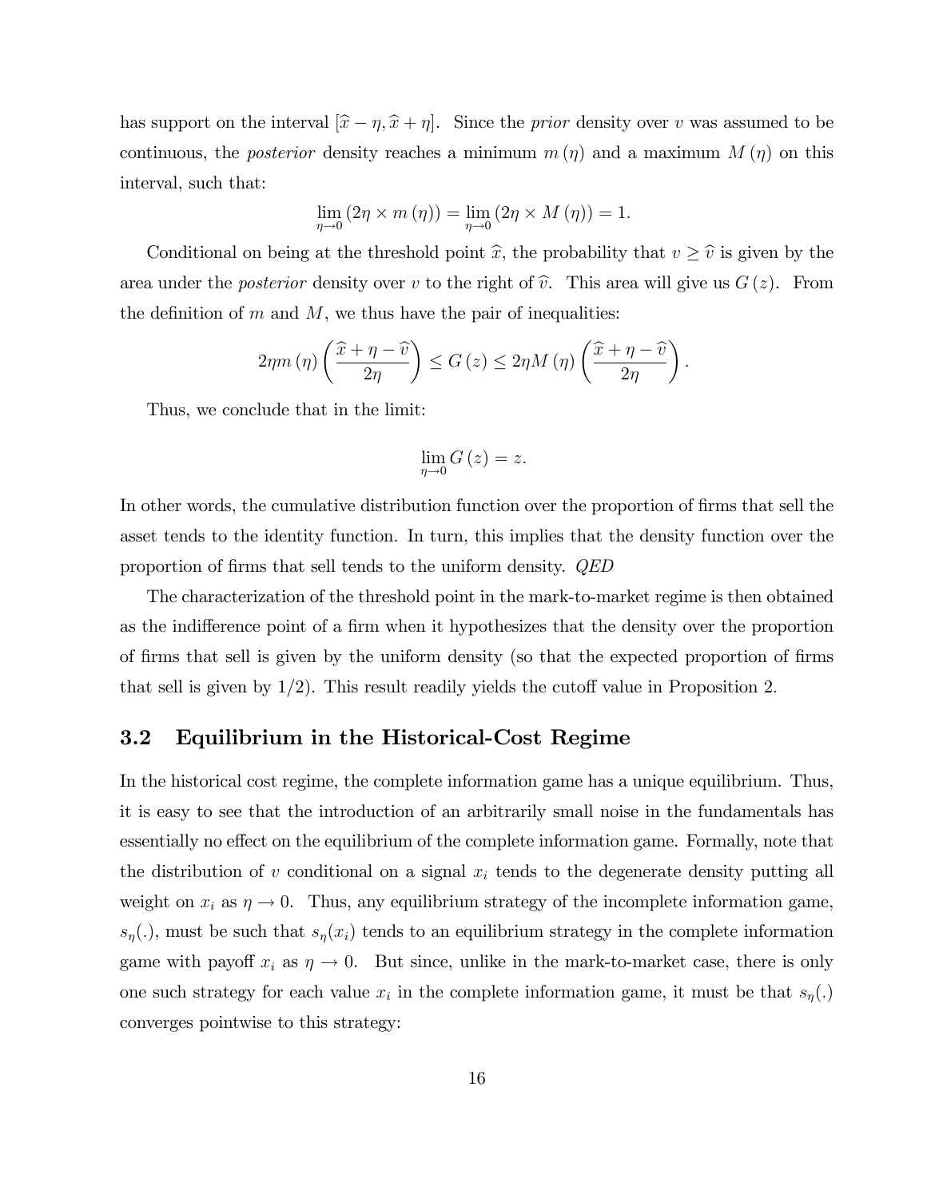has support on the interval $[\widehat{x} - \eta, \widehat{x} + \eta]$. Since the *prior* density over $v$ was assumed to be continuous, the *posterior* density reaches a minimum $m(\eta)$ and a maximum $M(\eta)$ on this interval, such that:

$$\lim_{\eta \to 0} (2\eta \times m(\eta)) = \lim_{\eta \to 0} (2\eta \times M(\eta)) = 1.$$

Conditional on being at the threshold point $\widehat{x}$, the probability that $v \geq \widehat{v}$ is given by the area under the *posterior* density over $v$ to the right of $\widehat{v}$. This area will give us $G(z)$. From the definition of $m$ and $M$, we thus have the pair of inequalities:

$$2\eta m(\eta) \left( \frac{\widehat{x} + \eta - \widehat{v}}{2\eta} \right) \leq G(z) \leq 2\eta M(\eta) \left( \frac{\widehat{x} + \eta - \widehat{v}}{2\eta} \right).$$

Thus, we conclude that in the limit:

$$\lim_{\eta \to 0} G(z) = z.$$

In other words, the cumulative distribution function over the proportion of firms that sell the asset tends to the identity function. In turn, this implies that the density function over the proportion of firms that sell tends to the uniform density. *QED*

The characterization of the threshold point in the mark-to-market regime is then obtained as the indifference point of a firm when it hypothesizes that the density over the proportion of firms that sell is given by the uniform density (so that the expected proportion of firms that sell is given by 1/2). This result readily yields the cutoff value in Proposition 2.

## 3.2 Equilibrium in the Historical-Cost Regime

In the historical cost regime, the complete information game has a unique equilibrium. Thus, it is easy to see that the introduction of an arbitrarily small noise in the fundamentals has essentially no effect on the equilibrium of the complete information game. Formally, note that the distribution of $v$ conditional on a signal $x_i$ tends to the degenerate density putting all weight on $x_i$ as $\eta \to 0$. Thus, any equilibrium strategy of the incomplete information game, $s_\eta(.)$, must be such that $s_\eta(x_i)$ tends to an equilibrium strategy in the complete information game with payoff $x_i$ as $\eta \to 0$. But since, unlike in the mark-to-market case, there is only one such strategy for each value $x_i$ in the complete information game, it must be that $s_\eta(.)$ converges pointwise to this strategy: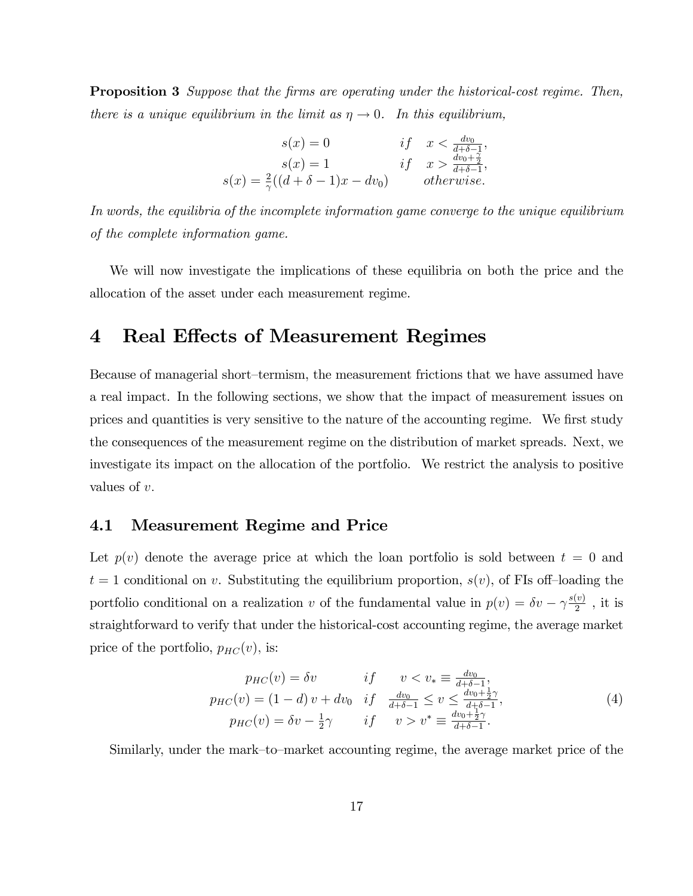**Proposition 3** *Suppose that the firms are operating under the historical-cost regime. Then, there is a unique equilibrium in the limit as $\eta \to 0$. In this equilibrium,*

$$
\begin{array}{ccc}
s(x) = 0 & if & x < \frac{dv_0}{d+\delta-1}, \\
s(x) = 1 & if & x > \frac{dv_0 + \frac{\gamma}{2}}{d+\delta-1}, \\
s(x) = \frac{2}{\gamma}((d+\delta-1)x - dv_0) & & otherwise.
\end{array}
$$

*In words, the equilibria of the incomplete information game converge to the unique equilibrium of the complete information game.*

We will now investigate the implications of these equilibria on both the price and the allocation of the asset under each measurement regime.

# 4 Real Effects of Measurement Regimes

Because of managerial short–termism, the measurement frictions that we have assumed have a real impact. In the following sections, we show that the impact of measurement issues on prices and quantities is very sensitive to the nature of the accounting regime. We first study the consequences of the measurement regime on the distribution of market spreads. Next, we investigate its impact on the allocation of the portfolio. We restrict the analysis to positive values of $v$.

## 4.1 Measurement Regime and Price

Let $p(v)$ denote the average price at which the loan portfolio is sold between $t = 0$ and $t = 1$ conditional on $v$. Substituting the equilibrium proportion, $s(v)$, of FIs off–loading the portfolio conditional on a realization $v$ of the fundamental value in $p(v) = \delta v - \gamma \frac{s(v)}{2}$ , it is straightforward to verify that under the historical-cost accounting regime, the average market price of the portfolio, $p_{HC}(v)$, is:

$$
\begin{array}{ccc}
p_{HC}(v) = \delta v & if & v < v_* \equiv \frac{dv_0}{d+\delta-1}, \\
p_{HC}(v) = (1-d)\, v + dv_0 & if & \frac{dv_0}{d+\delta-1} \leq v \leq \frac{dv_0 + \frac{1}{2}\gamma}{d+\delta-1}, \\
p_{HC}(v) = \delta v - \frac{1}{2}\gamma & if & v > v^* \equiv \frac{dv_0 + \frac{1}{2}\gamma}{d+\delta-1}.
\end{array} \tag{4}
$$

Similarly, under the mark–to–market accounting regime, the average market price of the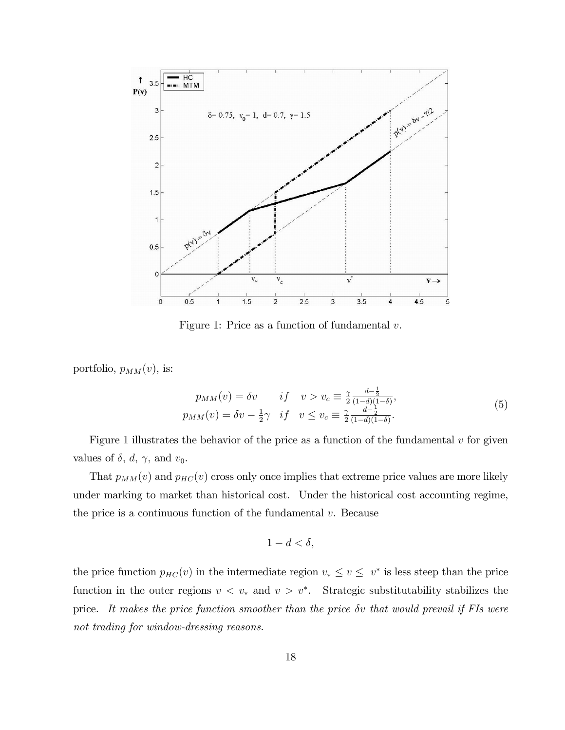Figure 1: Price as a function of fundamental $v$.

portfolio, $p_{MM}(v)$, is:

$$
\begin{array}{lll}
p_{MM}(v) = \delta v & if & v > v_c \equiv \frac{\gamma}{2}\frac{d-\frac{1}{2}}{(1-d)(1-\delta)}, \\
p_{MM}(v) = \delta v - \frac{1}{2}\gamma & if & v \leq v_c \equiv \frac{\gamma}{2}\frac{d-\frac{1}{2}}{(1-d)(1-\delta)}.
\end{array}
\tag{5}
$$

Figure 1 illustrates the behavior of the price as a function of the fundamental $v$ for given values of $\delta$, $d$, $\gamma$, and $v_0$.

That $p_{MM}(v)$ and $p_{HC}(v)$ cross only once implies that extreme price values are more likely under marking to market than historical cost. Under the historical cost accounting regime, the price is a continuous function of the fundamental $v$. Because

$$1 - d < \delta,$$

the price function $p_{HC}(v)$ in the intermediate region $v_* \leq v \leq v^*$ is less steep than the price function in the outer regions $v < v_*$ and $v > v^*$. Strategic substitutability stabilizes the price. *It makes the price function smoother than the price $\delta v$ that would prevail if FIs were not trading for window-dressing reasons.*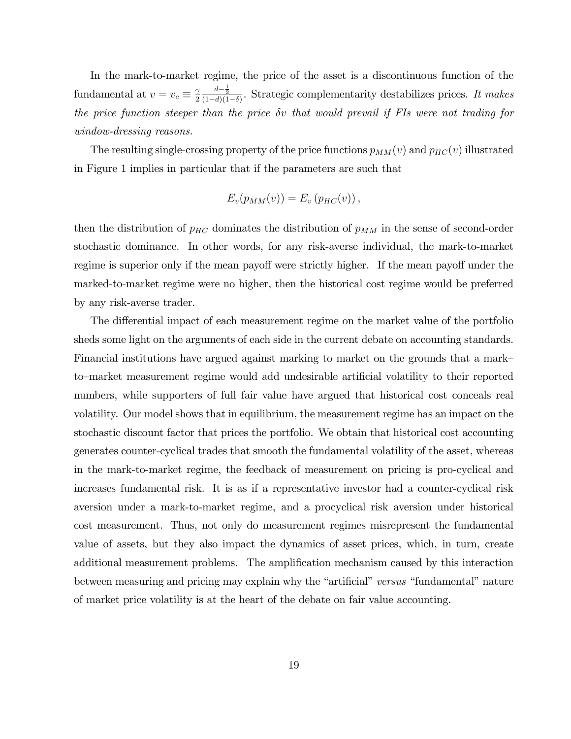In the mark-to-market regime, the price of the asset is a discontinuous function of the fundamental at $v = v_c \equiv \frac{\gamma}{2}\frac{d-\frac{1}{2}}{(1-d)(1-\delta)}$. Strategic complementarity destabilizes prices. *It makes the price function steeper than the price $\delta v$ that would prevail if FIs were not trading for window-dressing reasons.*

The resulting single-crossing property of the price functions $p_{MM}(v)$ and $p_{HC}(v)$ illustrated in Figure 1 implies in particular that if the parameters are such that

$$E_v(p_{MM}(v)) = E_v\left(p_{HC}(v)\right),$$

then the distribution of $p_{HC}$ dominates the distribution of $p_{MM}$ in the sense of second-order stochastic dominance. In other words, for any risk-averse individual, the mark-to-market regime is superior only if the mean payoff were strictly higher. If the mean payoff under the marked-to-market regime were no higher, then the historical cost regime would be preferred by any risk-averse trader.

The differential impact of each measurement regime on the market value of the portfolio sheds some light on the arguments of each side in the current debate on accounting standards. Financial institutions have argued against marking to market on the grounds that a mark–to–market measurement regime would add undesirable artificial volatility to their reported numbers, while supporters of full fair value have argued that historical cost conceals real volatility. Our model shows that in equilibrium, the measurement regime has an impact on the stochastic discount factor that prices the portfolio. We obtain that historical cost accounting generates counter-cyclical trades that smooth the fundamental volatility of the asset, whereas in the mark-to-market regime, the feedback of measurement on pricing is pro-cyclical and increases fundamental risk. It is as if a representative investor had a counter-cyclical risk aversion under a mark-to-market regime, and a procyclical risk aversion under historical cost measurement. Thus, not only do measurement regimes misrepresent the fundamental value of assets, but they also impact the dynamics of asset prices, which, in turn, create additional measurement problems. The amplification mechanism caused by this interaction between measuring and pricing may explain why the "artificial" *versus* "fundamental" nature of market price volatility is at the heart of the debate on fair value accounting.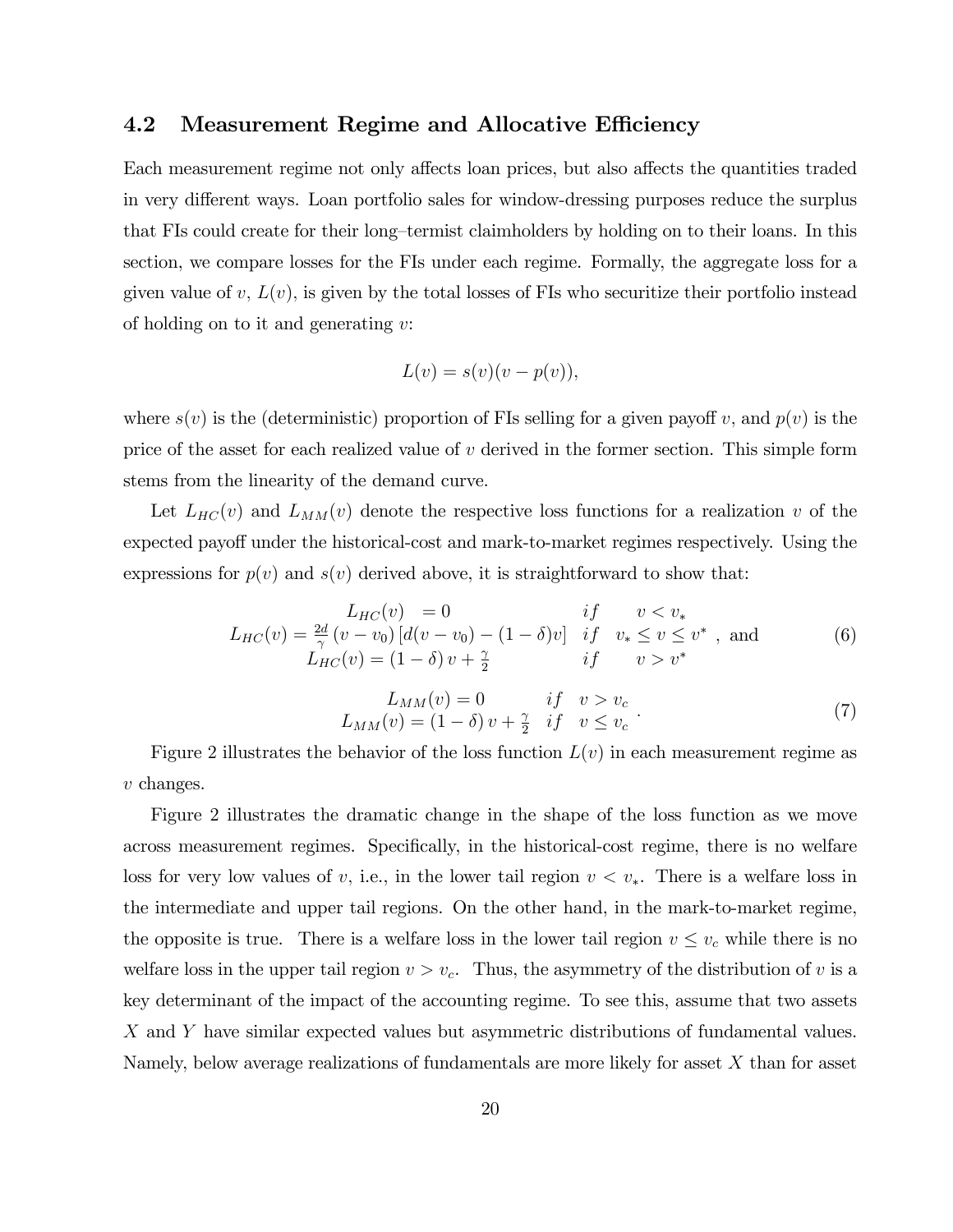### 4.2 Measurement Regime and Allocative Efficiency

Each measurement regime not only affects loan prices, but also affects the quantities traded in very different ways. Loan portfolio sales for window-dressing purposes reduce the surplus that FIs could create for their long–termist claimholders by holding on to their loans. In this section, we compare losses for the FIs under each regime. Formally, the aggregate loss for a given value of $v$, $L(v)$, is given by the total losses of FIs who securitize their portfolio instead of holding on to it and generating $v$:

$$L(v) = s(v)(v - p(v)),$$

where $s(v)$ is the (deterministic) proportion of FIs selling for a given payoff $v$, and $p(v)$ is the price of the asset for each realized value of $v$ derived in the former section. This simple form stems from the linearity of the demand curve.

Let $L_{HC}(v)$ and $L_{MM}(v)$ denote the respective loss functions for a realization $v$ of the expected payoff under the historical-cost and mark-to-market regimes respectively. Using the expressions for $p(v)$ and $s(v)$ derived above, it is straightforward to show that:

$$\begin{array}{lll} L_{HC}(v) = 0 & if & v < v_* \\ L_{HC}(v) = \frac{2d}{\gamma}(v - v_0)\left[d(v - v_0) - (1-\delta)v\right] & if & v_* \leq v \leq v^* \\ L_{HC}(v) = (1-\delta)v + \frac{\gamma}{2} & if & v > v^* \end{array}, \text{ and} \tag{6}$$

$$\begin{array}{lll} L_{MM}(v) = 0 & if & v > v_c \\ L_{MM}(v) = (1-\delta)v + \frac{\gamma}{2} & if & v \leq v_c \end{array}. \tag{7}$$

Figure 2 illustrates the behavior of the loss function $L(v)$ in each measurement regime as $v$ changes.

Figure 2 illustrates the dramatic change in the shape of the loss function as we move across measurement regimes. Specifically, in the historical-cost regime, there is no welfare loss for very low values of $v$, i.e., in the lower tail region $v < v_*$. There is a welfare loss in the intermediate and upper tail regions. On the other hand, in the mark-to-market regime, the opposite is true. There is a welfare loss in the lower tail region $v \leq v_c$ while there is no welfare loss in the upper tail region $v > v_c$. Thus, the asymmetry of the distribution of $v$ is a key determinant of the impact of the accounting regime. To see this, assume that two assets $X$ and $Y$ have similar expected values but asymmetric distributions of fundamental values. Namely, below average realizations of fundamentals are more likely for asset $X$ than for asset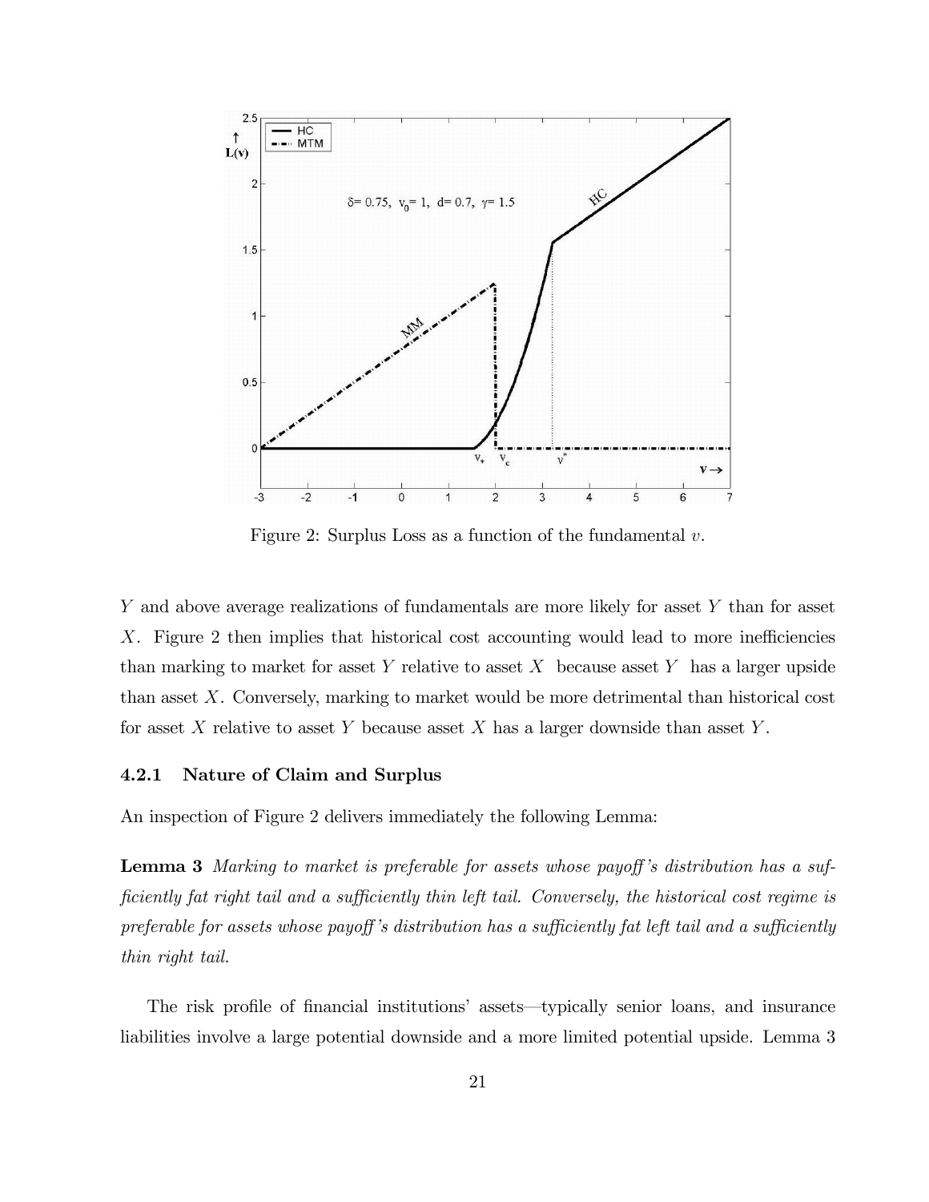Figure 2: Surplus Loss as a function of the fundamental $v$.

$Y$ and above average realizations of fundamentals are more likely for asset $Y$ than for asset $X$. Figure 2 then implies that historical cost accounting would lead to more inefficiencies than marking to market for asset $Y$ relative to asset $X$ because asset $Y$ has a larger upside than asset $X$. Conversely, marking to market would be more detrimental than historical cost for asset $X$ relative to asset $Y$ because asset $X$ has a larger downside than asset $Y$.

### 4.2.1 Nature of Claim and Surplus

An inspection of Figure 2 delivers immediately the following Lemma:

**Lemma 3** *Marking to market is preferable for assets whose payoff's distribution has a sufficiently fat right tail and a sufficiently thin left tail. Conversely, the historical cost regime is preferable for assets whose payoff's distribution has a sufficiently fat left tail and a sufficiently thin right tail.*

The risk profile of financial institutions' assets—typically senior loans, and insurance liabilities involve a large potential downside and a more limited potential upside. Lemma 3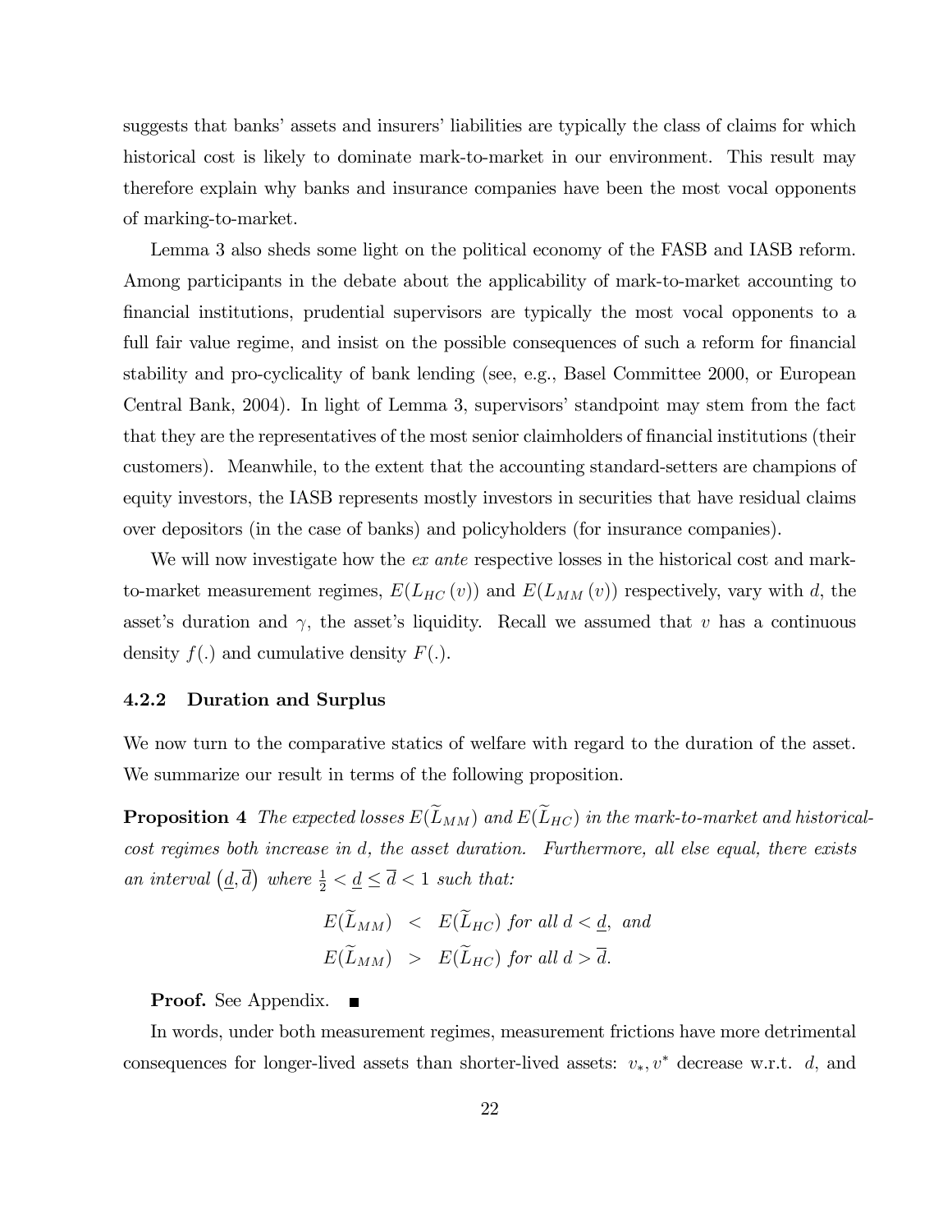suggests that banks' assets and insurers' liabilities are typically the class of claims for which historical cost is likely to dominate mark-to-market in our environment. This result may therefore explain why banks and insurance companies have been the most vocal opponents of marking-to-market.

Lemma 3 also sheds some light on the political economy of the FASB and IASB reform. Among participants in the debate about the applicability of mark-to-market accounting to financial institutions, prudential supervisors are typically the most vocal opponents to a full fair value regime, and insist on the possible consequences of such a reform for financial stability and pro-cyclicality of bank lending (see, e.g., Basel Committee 2000, or European Central Bank, 2004). In light of Lemma 3, supervisors' standpoint may stem from the fact that they are the representatives of the most senior claimholders of financial institutions (their customers). Meanwhile, to the extent that the accounting standard-setters are champions of equity investors, the IASB represents mostly investors in securities that have residual claims over depositors (in the case of banks) and policyholders (for insurance companies).

We will now investigate how the *ex ante* respective losses in the historical cost and mark-to-market measurement regimes, $E(L_{HC}(v))$ and $E(L_{MM}(v))$ respectively, vary with $d$, the asset's duration and $\gamma$, the asset's liquidity. Recall we assumed that $v$ has a continuous density $f(.)$ and cumulative density $F(.)$.

### 4.2.2 Duration and Surplus

We now turn to the comparative statics of welfare with regard to the duration of the asset. We summarize our result in terms of the following proposition.

**Proposition 4** *The expected losses $E(\widetilde{L}_{MM})$ and $E(\widetilde{L}_{HC})$ in the mark-to-market and historical-cost regimes both increase in $d$, the asset duration. Furthermore, all else equal, there exists an interval $(\underline{d}, \overline{d})$ where $\frac{1}{2} < \underline{d} \leq \overline{d} < 1$ such that:*

$$
\begin{aligned}
E(\widetilde{L}_{MM}) &< E(\widetilde{L}_{HC}) \text{ for all } d < \underline{d}, \text{ and} \\
E(\widetilde{L}_{MM}) &> E(\widetilde{L}_{HC}) \text{ for all } d > \overline{d}.
\end{aligned}
$$

**Proof.** See Appendix. ■

In words, under both measurement regimes, measurement frictions have more detrimental consequences for longer-lived assets than shorter-lived assets: $v_*, v^*$ decrease w.r.t. $d$, and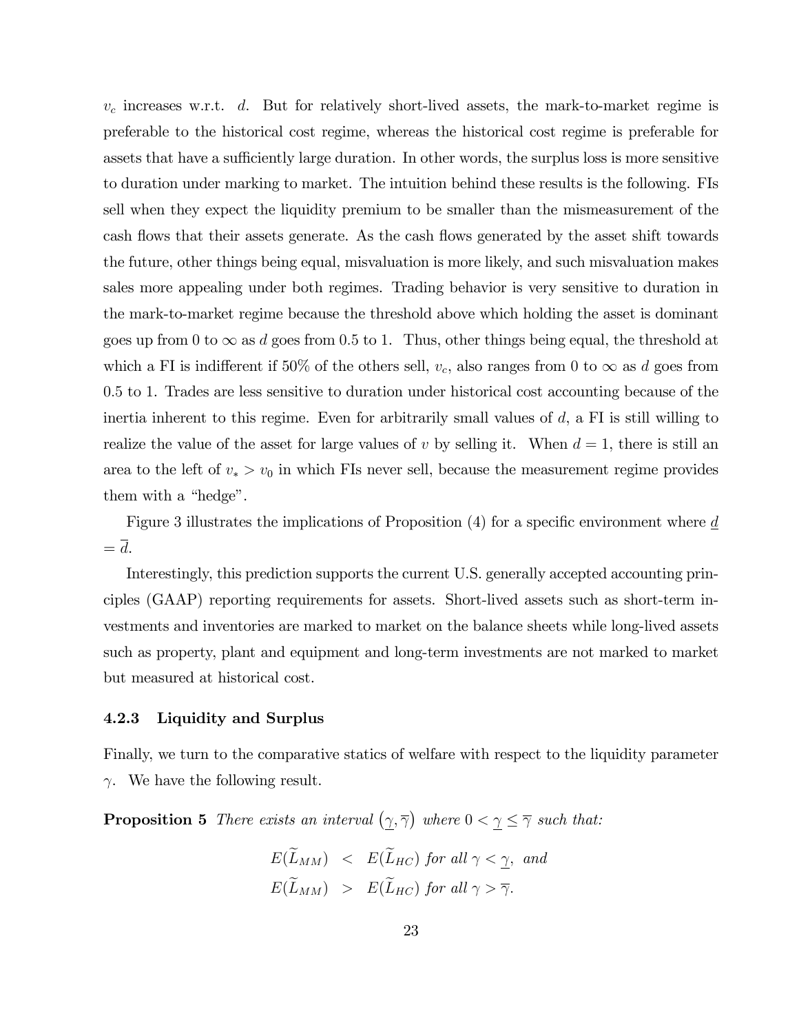$v_c$ increases w.r.t. $d$. But for relatively short-lived assets, the mark-to-market regime is preferable to the historical cost regime, whereas the historical cost regime is preferable for assets that have a sufficiently large duration. In other words, the surplus loss is more sensitive to duration under marking to market. The intuition behind these results is the following. FIs sell when they expect the liquidity premium to be smaller than the mismeasurement of the cash flows that their assets generate. As the cash flows generated by the asset shift towards the future, other things being equal, misvaluation is more likely, and such misvaluation makes sales more appealing under both regimes. Trading behavior is very sensitive to duration in the mark-to-market regime because the threshold above which holding the asset is dominant goes up from 0 to $\infty$ as $d$ goes from 0.5 to 1. Thus, other things being equal, the threshold at which a FI is indifferent if 50% of the others sell, $v_c$, also ranges from 0 to $\infty$ as $d$ goes from 0.5 to 1. Trades are less sensitive to duration under historical cost accounting because of the inertia inherent to this regime. Even for arbitrarily small values of $d$, a FI is still willing to realize the value of the asset for large values of $v$ by selling it. When $d = 1$, there is still an area to the left of $v_* > v_0$ in which FIs never sell, because the measurement regime provides them with a "hedge".

Figure 3 illustrates the implications of Proposition (4) for a specific environment where $\underline{d} = \overline{d}$.

Interestingly, this prediction supports the current U.S. generally accepted accounting principles (GAAP) reporting requirements for assets. Short-lived assets such as short-term investments and inventories are marked to market on the balance sheets while long-lived assets such as property, plant and equipment and long-term investments are not marked to market but measured at historical cost.

### 4.2.3 Liquidity and Surplus

Finally, we turn to the comparative statics of welfare with respect to the liquidity parameter $\gamma$. We have the following result.

**Proposition 5** *There exists an interval $(\underline{\gamma}, \overline{\gamma})$ where $0 < \underline{\gamma} \leq \overline{\gamma}$ such that:*

$$
\begin{aligned}
E(\widetilde{L}_{MM}) &< E(\widetilde{L}_{HC}) \text{ for all } \gamma < \underline{\gamma}, \text{ and} \\
E(\widetilde{L}_{MM}) &> E(\widetilde{L}_{HC}) \text{ for all } \gamma > \overline{\gamma}.
\end{aligned}
$$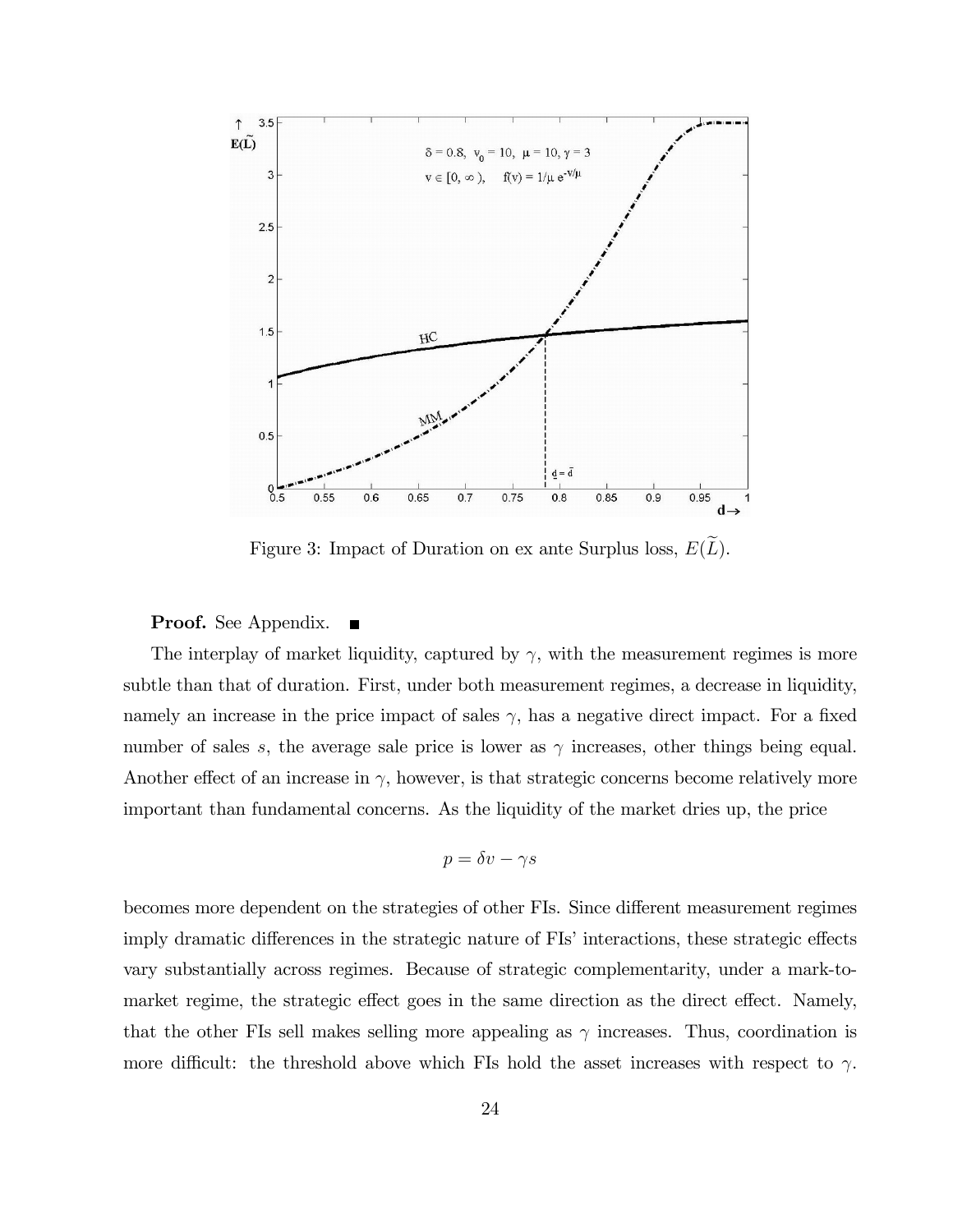Figure 3: Impact of Duration on ex ante Surplus loss, $E(\widetilde{L})$.

**Proof.** See Appendix. ■

The interplay of market liquidity, captured by $\gamma$, with the measurement regimes is more subtle than that of duration. First, under both measurement regimes, a decrease in liquidity, namely an increase in the price impact of sales $\gamma$, has a negative direct impact. For a fixed number of sales $s$, the average sale price is lower as $\gamma$ increases, other things being equal. Another effect of an increase in $\gamma$, however, is that strategic concerns become relatively more important than fundamental concerns. As the liquidity of the market dries up, the price

$$p = \delta v - \gamma s$$

becomes more dependent on the strategies of other FIs. Since different measurement regimes imply dramatic differences in the strategic nature of FIs' interactions, these strategic effects vary substantially across regimes. Because of strategic complementarity, under a mark-to-market regime, the strategic effect goes in the same direction as the direct effect. Namely, that the other FIs sell makes selling more appealing as $\gamma$ increases. Thus, coordination is more difficult: the threshold above which FIs hold the asset increases with respect to $\gamma$.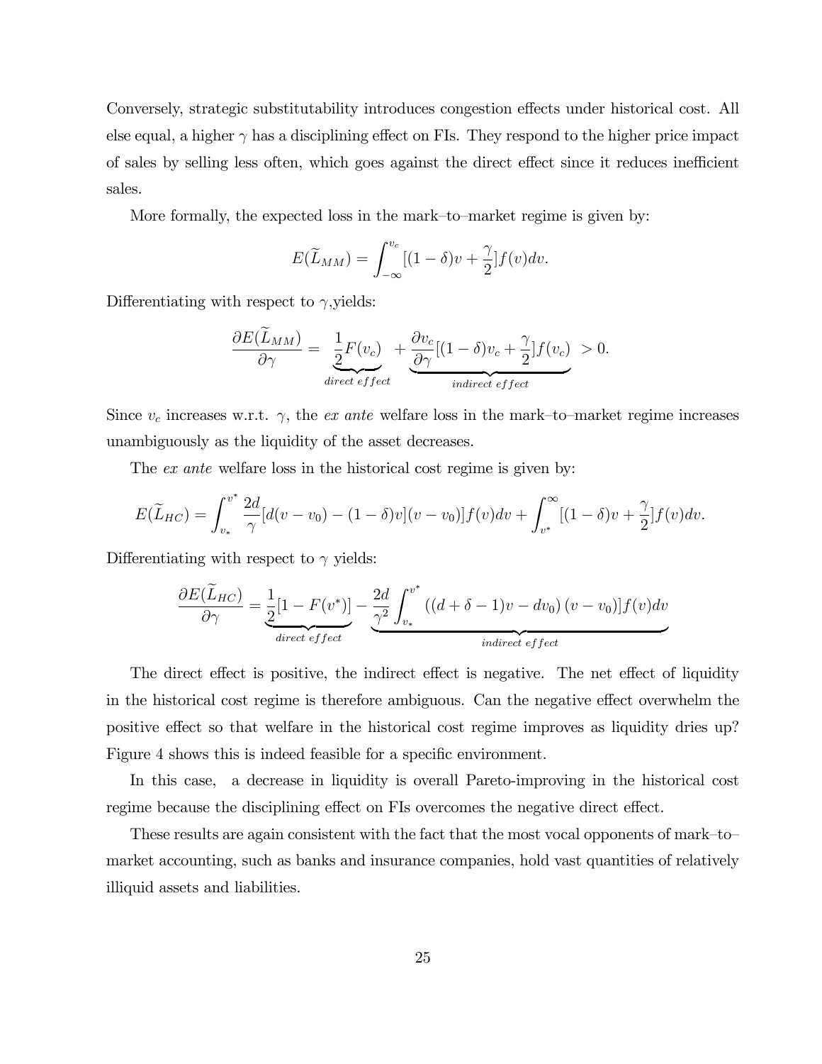Conversely, strategic substitutability introduces congestion effects under historical cost. All else equal, a higher $\gamma$ has a disciplining effect on FIs. They respond to the higher price impact of sales by selling less often, which goes against the direct effect since it reduces inefficient sales.

More formally, the expected loss in the mark–to–market regime is given by:

$$E(\widetilde{L}_{MM}) = \int_{-\infty}^{v_c} [(1-\delta)v + \frac{\gamma}{2}] f(v) dv.$$

Differentiating with respect to $\gamma$,yields:

$$\frac{\partial E(\widetilde{L}_{MM})}{\partial \gamma} = \underbrace{\frac{1}{2}F(v_c)}_{direct\ effect} + \underbrace{\frac{\partial v_c}{\partial \gamma}[(1-\delta)v_c + \frac{\gamma}{2}]f(v_c)}_{indirect\ effect} > 0.$$

Since $v_c$ increases w.r.t. $\gamma$, the *ex ante* welfare loss in the mark–to–market regime increases unambiguously as the liquidity of the asset decreases.

The *ex ante* welfare loss in the historical cost regime is given by:

$$E(\widetilde{L}_{HC}) = \int_{v_*}^{v^*} \frac{2d}{\gamma}[d(v-v_0) - (1-\delta)v](v-v_0)]f(v)dv + \int_{v^*}^{\infty} [(1-\delta)v + \frac{\gamma}{2}]f(v)dv.$$

Differentiating with respect to $\gamma$ yields:

$$\frac{\partial E(\widetilde{L}_{HC})}{\partial \gamma} = \underbrace{\frac{1}{2}[1-F(v^*)]}_{direct\ effect} - \underbrace{\frac{2d}{\gamma^2}\int_{v_*}^{v^*} ((d+\delta-1)v - dv_0)(v-v_0)]f(v)dv}_{indirect\ effect}$$

The direct effect is positive, the indirect effect is negative. The net effect of liquidity in the historical cost regime is therefore ambiguous. Can the negative effect overwhelm the positive effect so that welfare in the historical cost regime improves as liquidity dries up? Figure 4 shows this is indeed feasible for a specific environment.

In this case, a decrease in liquidity is overall Pareto-improving in the historical cost regime because the disciplining effect on FIs overcomes the negative direct effect.

These results are again consistent with the fact that the most vocal opponents of mark–to–market accounting, such as banks and insurance companies, hold vast quantities of relatively illiquid assets and liabilities.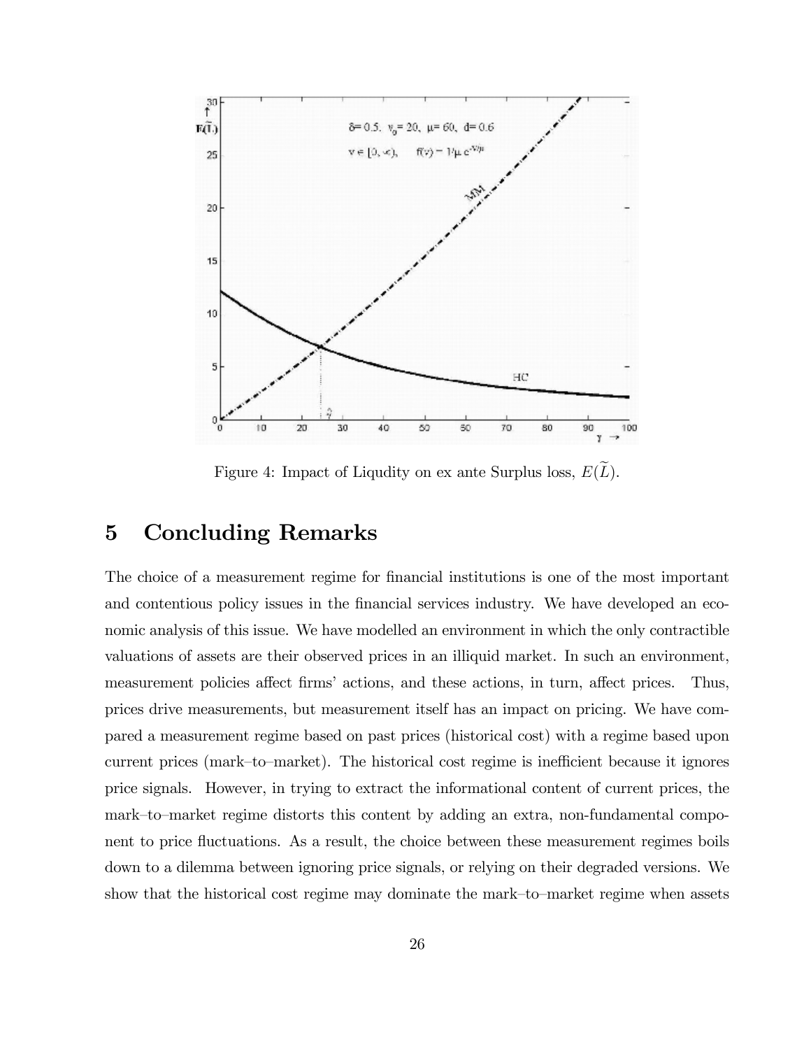Figure 4: Impact of Liqudity on ex ante Surplus loss, $E(\widetilde{L})$.

# 5 Concluding Remarks

The choice of a measurement regime for financial institutions is one of the most important and contentious policy issues in the financial services industry. We have developed an economic analysis of this issue. We have modelled an environment in which the only contractible valuations of assets are their observed prices in an illiquid market. In such an environment, measurement policies affect firms' actions, and these actions, in turn, affect prices. Thus, prices drive measurements, but measurement itself has an impact on pricing. We have compared a measurement regime based on past prices (historical cost) with a regime based upon current prices (mark–to–market). The historical cost regime is inefficient because it ignores price signals. However, in trying to extract the informational content of current prices, the mark–to–market regime distorts this content by adding an extra, non-fundamental component to price fluctuations. As a result, the choice between these measurement regimes boils down to a dilemma between ignoring price signals, or relying on their degraded versions. We show that the historical cost regime may dominate the mark–to–market regime when assets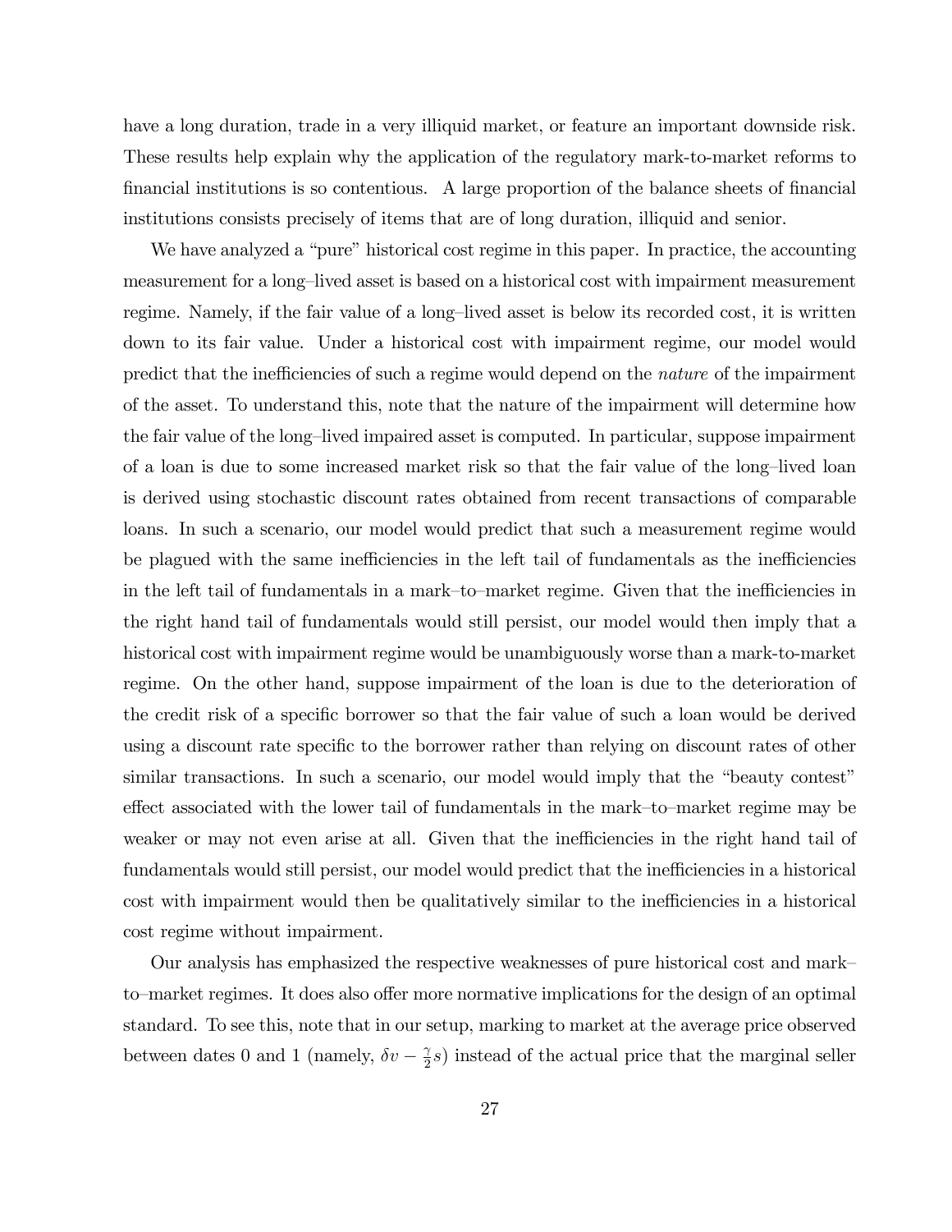have a long duration, trade in a very illiquid market, or feature an important downside risk. These results help explain why the application of the regulatory mark-to-market reforms to financial institutions is so contentious. A large proportion of the balance sheets of financial institutions consists precisely of items that are of long duration, illiquid and senior.

We have analyzed a "pure" historical cost regime in this paper. In practice, the accounting measurement for a long–lived asset is based on a historical cost with impairment measurement regime. Namely, if the fair value of a long–lived asset is below its recorded cost, it is written down to its fair value. Under a historical cost with impairment regime, our model would predict that the inefficiencies of such a regime would depend on the *nature* of the impairment of the asset. To understand this, note that the nature of the impairment will determine how the fair value of the long–lived impaired asset is computed. In particular, suppose impairment of a loan is due to some increased market risk so that the fair value of the long–lived loan is derived using stochastic discount rates obtained from recent transactions of comparable loans. In such a scenario, our model would predict that such a measurement regime would be plagued with the same inefficiencies in the left tail of fundamentals as the inefficiencies in the left tail of fundamentals in a mark–to–market regime. Given that the inefficiencies in the right hand tail of fundamentals would still persist, our model would then imply that a historical cost with impairment regime would be unambiguously worse than a mark-to-market regime. On the other hand, suppose impairment of the loan is due to the deterioration of the credit risk of a specific borrower so that the fair value of such a loan would be derived using a discount rate specific to the borrower rather than relying on discount rates of other similar transactions. In such a scenario, our model would imply that the "beauty contest" effect associated with the lower tail of fundamentals in the mark–to–market regime may be weaker or may not even arise at all. Given that the inefficiencies in the right hand tail of fundamentals would still persist, our model would predict that the inefficiencies in a historical cost with impairment would then be qualitatively similar to the inefficiencies in a historical cost regime without impairment.

Our analysis has emphasized the respective weaknesses of pure historical cost and mark–to–market regimes. It does also offer more normative implications for the design of an optimal standard. To see this, note that in our setup, marking to market at the average price observed between dates 0 and 1 (namely, $\delta v - \frac{\gamma}{2} s$) instead of the actual price that the marginal seller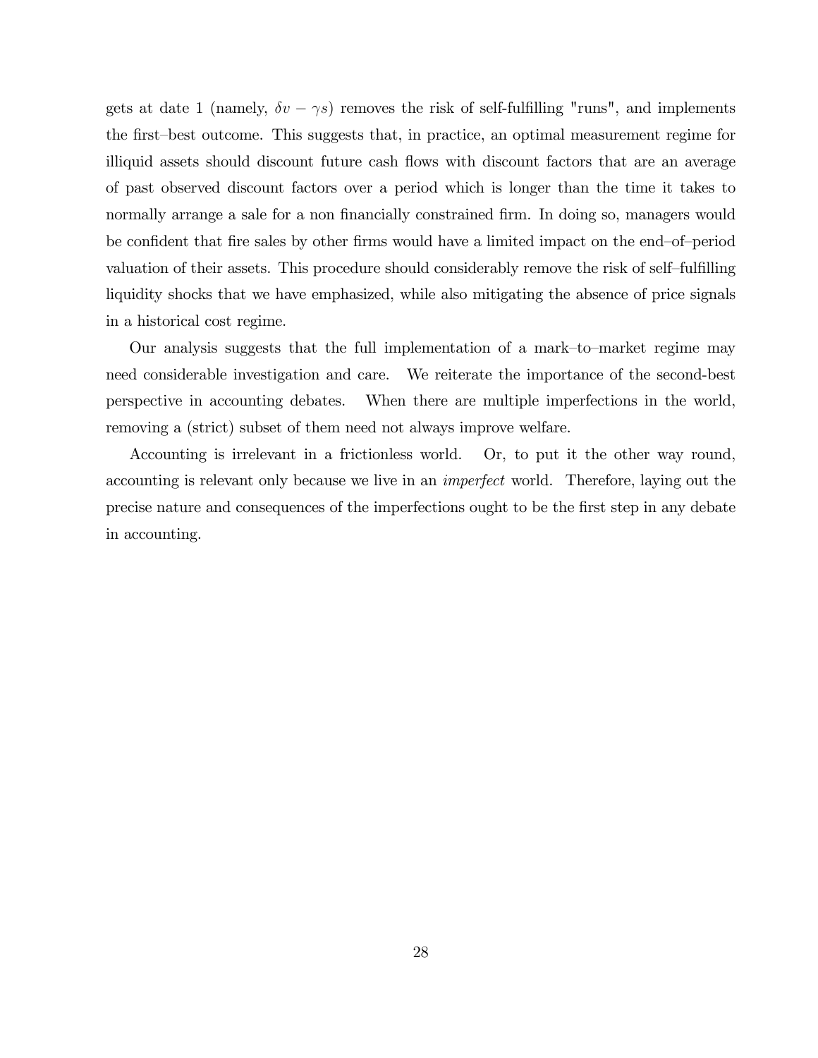gets at date 1 (namely, $\delta v - \gamma s$) removes the risk of self-fulfilling "runs", and implements the first–best outcome. This suggests that, in practice, an optimal measurement regime for illiquid assets should discount future cash flows with discount factors that are an average of past observed discount factors over a period which is longer than the time it takes to normally arrange a sale for a non financially constrained firm. In doing so, managers would be confident that fire sales by other firms would have a limited impact on the end–of–period valuation of their assets. This procedure should considerably remove the risk of self–fulfilling liquidity shocks that we have emphasized, while also mitigating the absence of price signals in a historical cost regime.

Our analysis suggests that the full implementation of a mark–to–market regime may need considerable investigation and care. We reiterate the importance of the second-best perspective in accounting debates. When there are multiple imperfections in the world, removing a (strict) subset of them need not always improve welfare.

Accounting is irrelevant in a frictionless world. Or, to put it the other way round, accounting is relevant only because we live in an *imperfect* world. Therefore, laying out the precise nature and consequences of the imperfections ought to be the first step in any debate in accounting.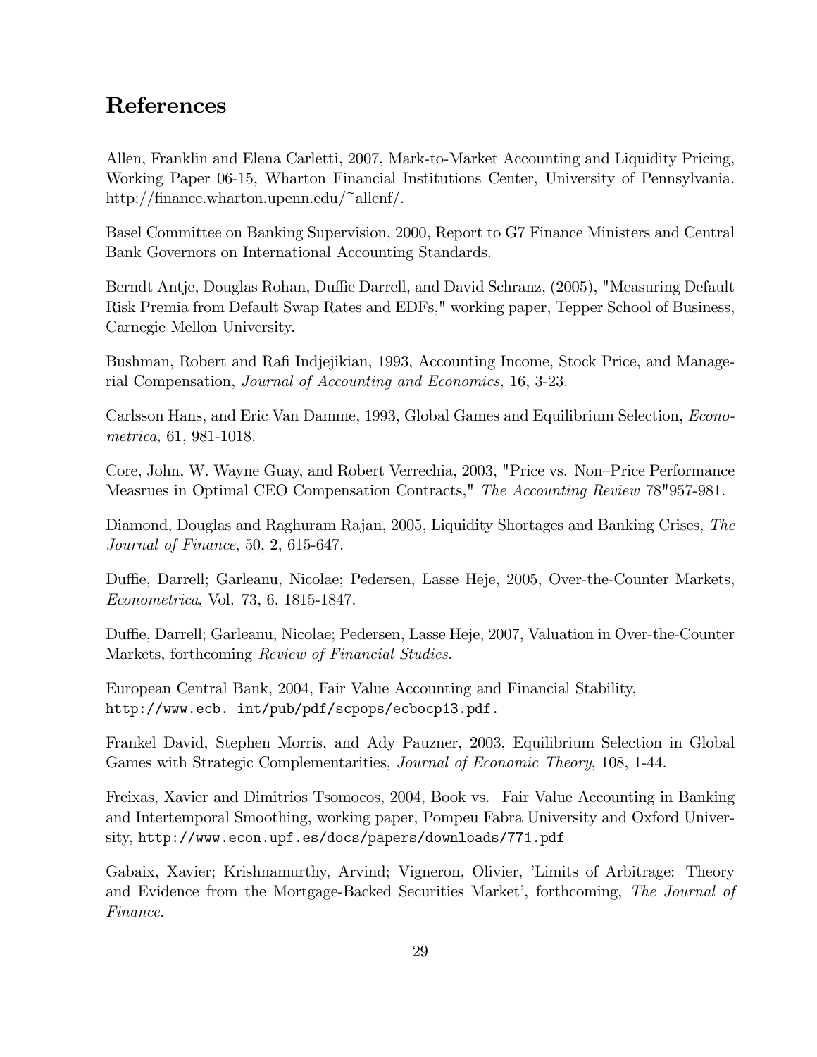# References

Allen, Franklin and Elena Carletti, 2007, Mark-to-Market Accounting and Liquidity Pricing, Working Paper 06-15, Wharton Financial Institutions Center, University of Pennsylvania. http://finance.wharton.upenn.edu/~allenf/.

Basel Committee on Banking Supervision, 2000, Report to G7 Finance Ministers and Central Bank Governors on International Accounting Standards.

Berndt Antje, Douglas Rohan, Duffie Darrell, and David Schranz, (2005), "Measuring Default Risk Premia from Default Swap Rates and EDFs," working paper, Tepper School of Business, Carnegie Mellon University.

Bushman, Robert and Rafi Indjejikian, 1993, Accounting Income, Stock Price, and Managerial Compensation, *Journal of Accounting and Economics,* 16, 3-23.

Carlsson Hans, and Eric Van Damme, 1993, Global Games and Equilibrium Selection, *Econometrica,* 61, 981-1018.

Core, John, W. Wayne Guay, and Robert Verrechia, 2003, "Price vs. Non–Price Performance Measrues in Optimal CEO Compensation Contracts," *The Accounting Review* 78"957-981.

Diamond, Douglas and Raghuram Rajan, 2005, Liquidity Shortages and Banking Crises, *The Journal of Finance*, 50, 2, 615-647.

Duffie, Darrell; Garleanu, Nicolae; Pedersen, Lasse Heje, 2005, Over-the-Counter Markets, *Econometrica*, Vol. 73, 6, 1815-1847.

Duffie, Darrell; Garleanu, Nicolae; Pedersen, Lasse Heje, 2007, Valuation in Over-the-Counter Markets, forthcoming *Review of Financial Studies.*

European Central Bank, 2004, Fair Value Accounting and Financial Stability, http://www.ecb. int/pub/pdf/scpops/ecbocp13.pdf.

Frankel David, Stephen Morris, and Ady Pauzner, 2003, Equilibrium Selection in Global Games with Strategic Complementarities, *Journal of Economic Theory*, 108, 1-44.

Freixas, Xavier and Dimitrios Tsomocos, 2004, Book vs. Fair Value Accounting in Banking and Intertemporal Smoothing, working paper, Pompeu Fabra University and Oxford University, http://www.econ.upf.es/docs/papers/downloads/771.pdf

Gabaix, Xavier; Krishnamurthy, Arvind; Vigneron, Olivier, 'Limits of Arbitrage: Theory and Evidence from the Mortgage-Backed Securities Market', forthcoming, *The Journal of Finance.*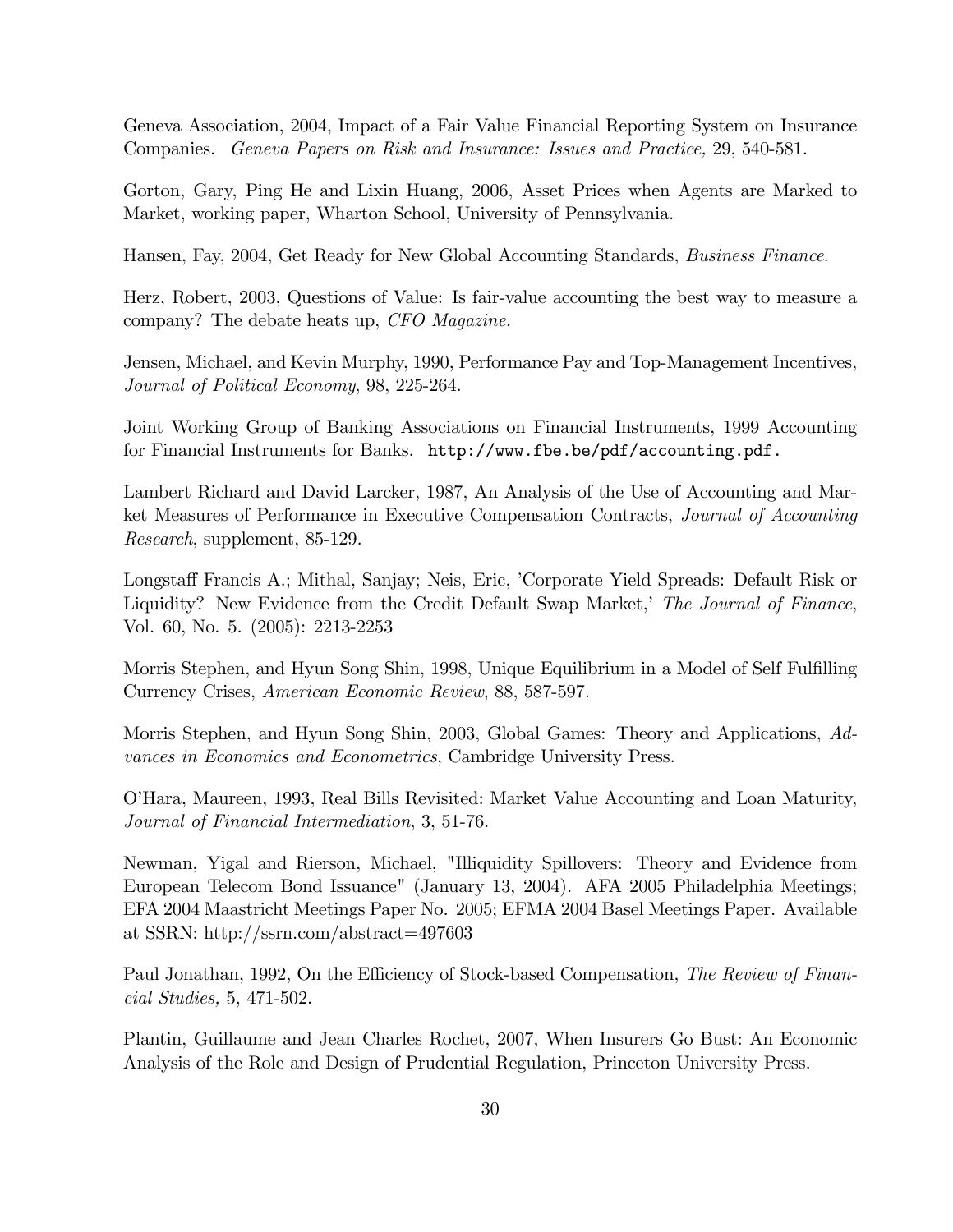Geneva Association, 2004, Impact of a Fair Value Financial Reporting System on Insurance Companies. *Geneva Papers on Risk and Insurance: Issues and Practice,* 29, 540-581.

Gorton, Gary, Ping He and Lixin Huang, 2006, Asset Prices when Agents are Marked to Market, working paper, Wharton School, University of Pennsylvania.

Hansen, Fay, 2004, Get Ready for New Global Accounting Standards, *Business Finance*.

Herz, Robert, 2003, Questions of Value: Is fair-value accounting the best way to measure a company? The debate heats up, *CFO Magazine.*

Jensen, Michael, and Kevin Murphy, 1990, Performance Pay and Top-Management Incentives, *Journal of Political Economy*, 98, 225-264.

Joint Working Group of Banking Associations on Financial Instruments, 1999 Accounting for Financial Instruments for Banks. `http://www.fbe.be/pdf/accounting.pdf.`

Lambert Richard and David Larcker, 1987, An Analysis of the Use of Accounting and Market Measures of Performance in Executive Compensation Contracts, *Journal of Accounting Research*, supplement, 85-129.

Longstaff Francis A.; Mithal, Sanjay; Neis, Eric, 'Corporate Yield Spreads: Default Risk or Liquidity? New Evidence from the Credit Default Swap Market,' *The Journal of Finance*, Vol. 60, No. 5. (2005): 2213-2253

Morris Stephen, and Hyun Song Shin, 1998, Unique Equilibrium in a Model of Self Fulfilling Currency Crises, *American Economic Review*, 88, 587-597.

Morris Stephen, and Hyun Song Shin, 2003, Global Games: Theory and Applications, *Advances in Economics and Econometrics*, Cambridge University Press.

O'Hara, Maureen, 1993, Real Bills Revisited: Market Value Accounting and Loan Maturity, *Journal of Financial Intermediation*, 3, 51-76.

Newman, Yigal and Rierson, Michael, "Illiquidity Spillovers: Theory and Evidence from European Telecom Bond Issuance" (January 13, 2004). AFA 2005 Philadelphia Meetings; EFA 2004 Maastricht Meetings Paper No. 2005; EFMA 2004 Basel Meetings Paper. Available at SSRN: http://ssrn.com/abstract=497603

Paul Jonathan, 1992, On the Efficiency of Stock-based Compensation, *The Review of Financial Studies,* 5, 471-502.

Plantin, Guillaume and Jean Charles Rochet, 2007, When Insurers Go Bust: An Economic Analysis of the Role and Design of Prudential Regulation, Princeton University Press.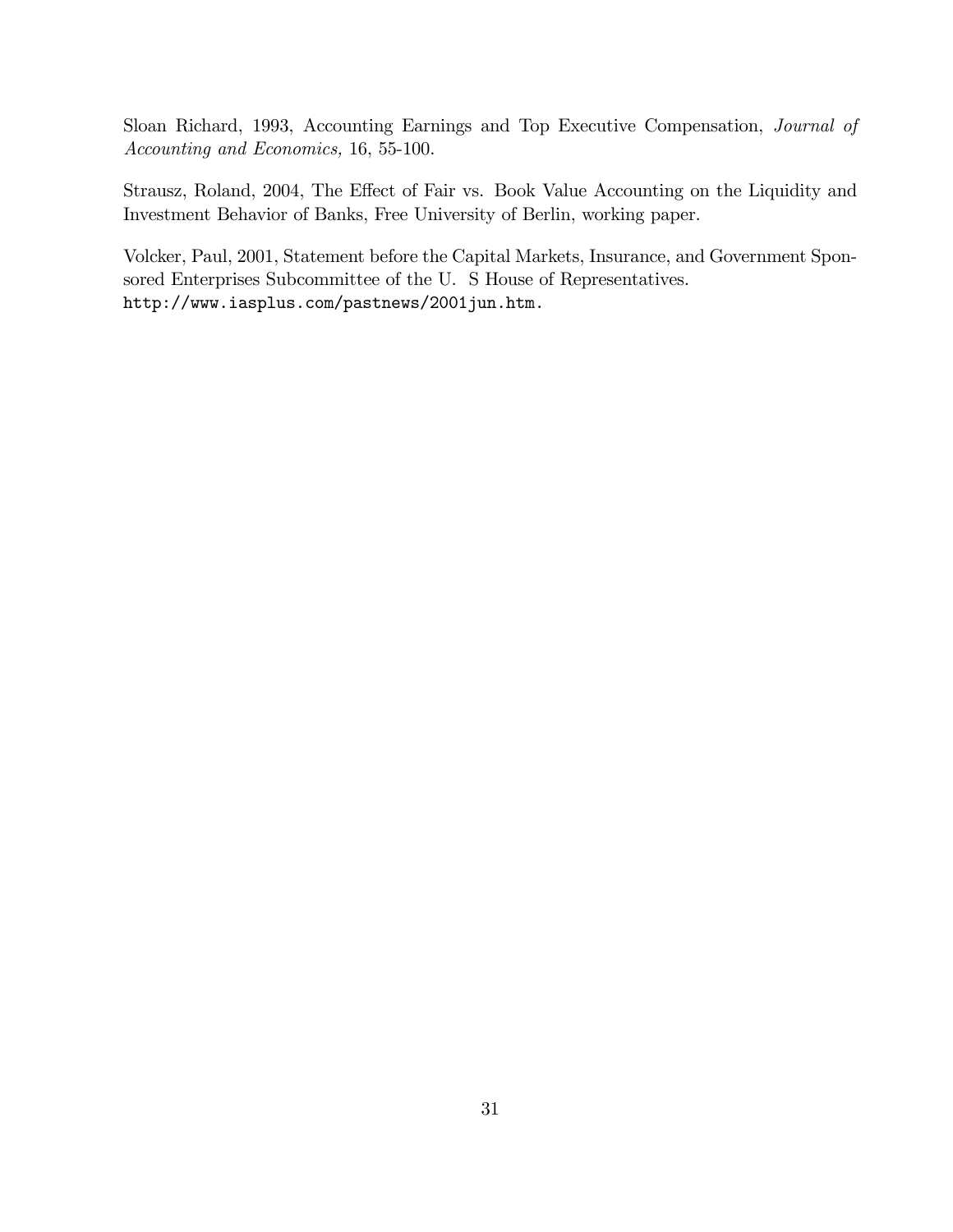Sloan Richard, 1993, Accounting Earnings and Top Executive Compensation, *Journal of Accounting and Economics,* 16, 55-100.

Strausz, Roland, 2004, The Effect of Fair vs. Book Value Accounting on the Liquidity and Investment Behavior of Banks, Free University of Berlin, working paper.

Volcker, Paul, 2001, Statement before the Capital Markets, Insurance, and Government Sponsored Enterprises Subcommittee of the U. S House of Representatives. `http://www.iasplus.com/pastnews/2001jun.htm.`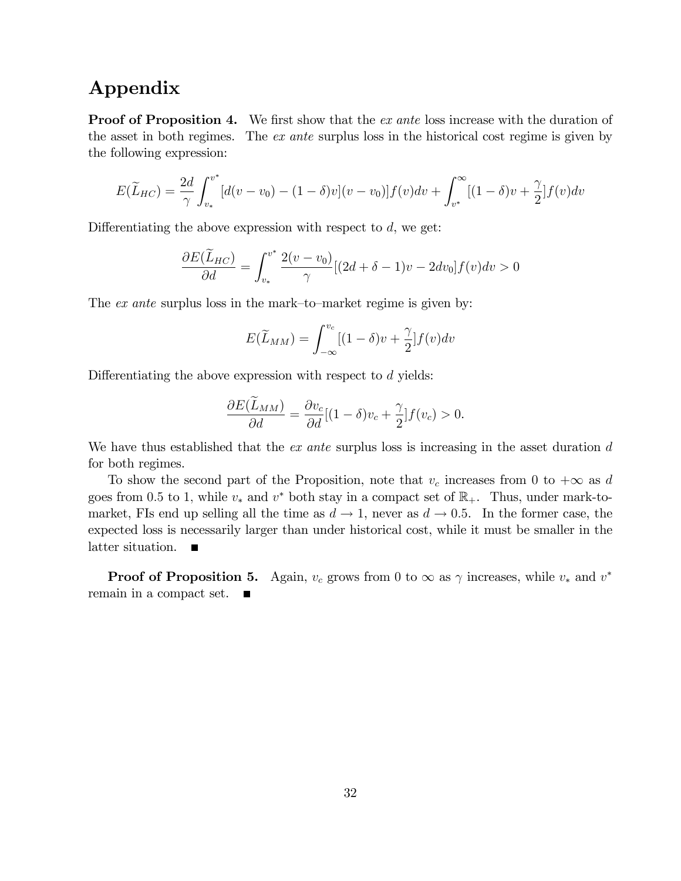# Appendix

**Proof of Proposition 4.** We first show that the *ex ante* loss increase with the duration of the asset in both regimes. The *ex ante* surplus loss in the historical cost regime is given by the following expression:

$$E(\widetilde{L}_{HC}) = \frac{2d}{\gamma}\int_{v_*}^{v^*}[d(v-v_0)-(1-\delta)v](v-v_0)]f(v)dv + \int_{v^*}^{\infty}[(1-\delta)v+\frac{\gamma}{2}]f(v)dv$$

Differentiating the above expression with respect to $d$, we get:

$$\frac{\partial E(\widetilde{L}_{HC})}{\partial d} = \int_{v_*}^{v^*}\frac{2(v-v_0)}{\gamma}[(2d+\delta-1)v-2dv_0]f(v)dv > 0$$

The *ex ante* surplus loss in the mark–to–market regime is given by:

$$E(\widetilde{L}_{MM}) = \int_{-\infty}^{v_c}[(1-\delta)v+\frac{\gamma}{2}]f(v)dv$$

Differentiating the above expression with respect to $d$ yields:

$$\frac{\partial E(\widetilde{L}_{MM})}{\partial d} = \frac{\partial v_c}{\partial d}[(1-\delta)v_c+\frac{\gamma}{2}]f(v_c) > 0.$$

We have thus established that the *ex ante* surplus loss is increasing in the asset duration $d$ for both regimes.

To show the second part of the Proposition, note that $v_c$ increases from 0 to $+\infty$ as $d$ goes from 0.5 to 1, while $v_*$ and $v^*$ both stay in a compact set of $\mathbb{R}_+$. Thus, under mark-to-market, FIs end up selling all the time as $d \to 1$, never as $d \to 0.5$. In the former case, the expected loss is necessarily larger than under historical cost, while it must be smaller in the latter situation. ■

**Proof of Proposition 5.** Again, $v_c$ grows from 0 to $\infty$ as $\gamma$ increases, while $v_*$ and $v^*$ remain in a compact set. ■